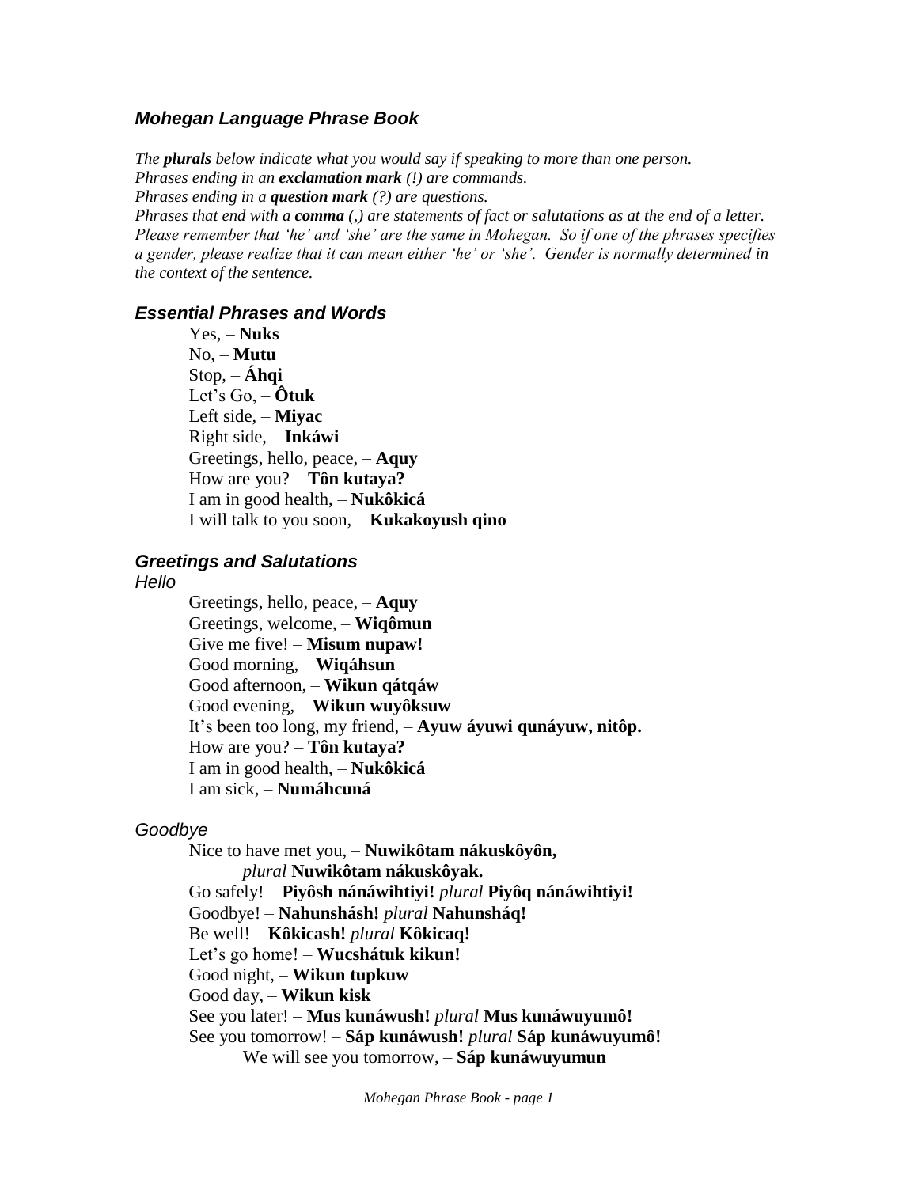## *Mohegan Language Phrase Book*

*The **plurals** below indicate what you would say if speaking to more than one person.*
*Phrases ending in an **exclamation mark** (!) are commands.*
*Phrases ending in a **question mark** (?) are questions.*
*Phrases that end with a **comma** (,) are statements of fact or salutations as at the end of a letter.*
*Please remember that 'he' and 'she' are the same in Mohegan. So if one of the phrases specifies a gender, please realize that it can mean either 'he' or 'she'. Gender is normally determined in the context of the sentence.*

### *Essential Phrases and Words*

Yes, – **Nuks**
No, – **Mutu**
Stop, – **Áhqi**
Let's Go, – **Ôtuk**
Left side, – **Miyac**
Right side, – **Inkáwi**
Greetings, hello, peace, – **Aquy**
How are you? – **Tôn kutaya?**
I am in good health, – **Nukôkicá**
I will talk to you soon, – **Kukakoyush qino**

### *Greetings and Salutations*

#### *Hello*

Greetings, hello, peace, – **Aquy**
Greetings, welcome, – **Wiqômun**
Give me five! – **Misum nupaw!**
Good morning, – **Wiqáhsun**
Good afternoon, – **Wikun qátqáw**
Good evening, – **Wikun wuyôksuw**
It's been too long, my friend, – **Ayuw áyuwi qunáyuw, nitôp.**
How are you? – **Tôn kutaya?**
I am in good health, – **Nukôkicá**
I am sick, – **Numáhcuná**

#### *Goodbye*

Nice to have met you, – **Nuwikôtam nákuskôyôn,**
*plural* **Nuwikôtam nákuskôyak.**
Go safely! – **Piyôsh nánáwihtiyi!** *plural* **Piyôq nánáwihtiyi!**
Goodbye! – **Nahunshásh!** *plural* **Nahunsháq!**
Be well! – **Kôkicash!** *plural* **Kôkicaq!**
Let's go home! – **Wucshátuk kikun!**
Good night, – **Wikun tupkuw**
Good day, – **Wikun kisk**
See you later! – **Mus kunáwush!** *plural* **Mus kunáwuyumô!**
See you tomorrow! – **Sáp kunáwush!** *plural* **Sáp kunáwuyumô!**
We will see you tomorrow, – **Sáp kunáwuyumun**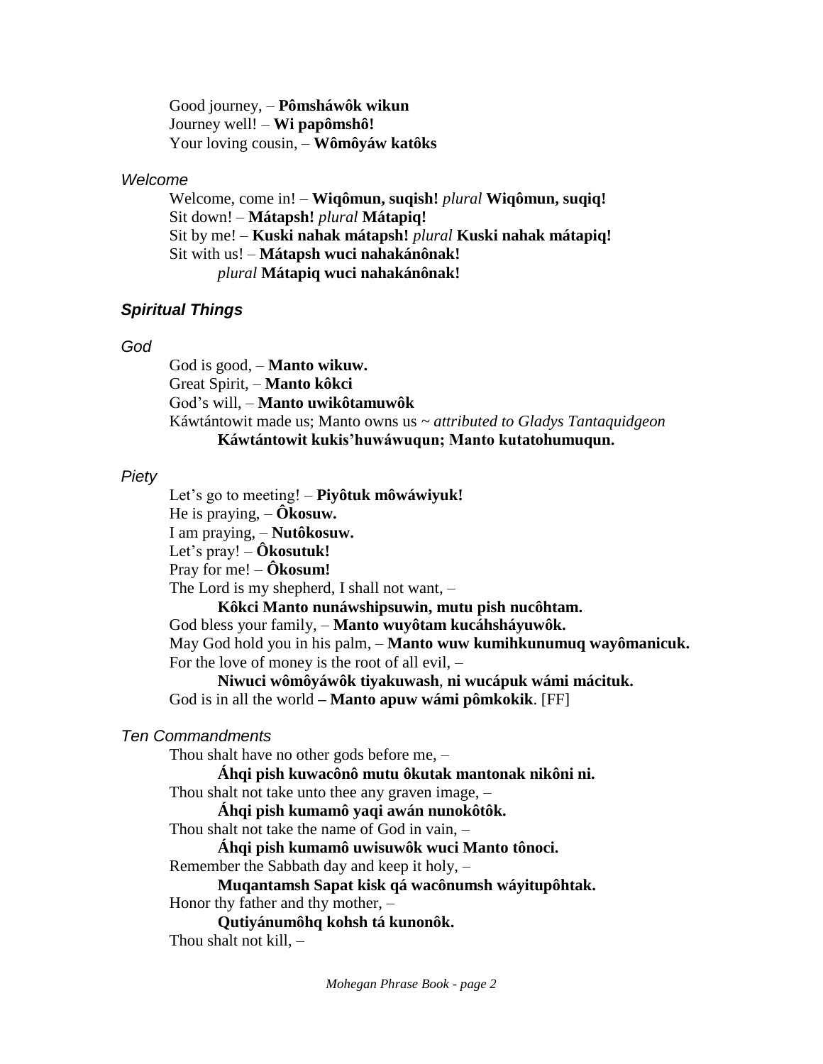Good journey, – **Pômsháwôk wikun**
Journey well! – **Wi papômshô!**
Your loving cousin, – **Wômôyáw katôks**

*Welcome*

Welcome, come in! – **Wiqômun, suqish!** *plural* **Wiqômun, suqiq!**
Sit down! – **Mátapsh!** *plural* **Mátapiq!**
Sit by me! – **Kuski nahak mátapsh!** *plural* **Kuski nahak mátapiq!**
Sit with us! – **Mátapsh wuci nahakánônak!**
*plural* **Mátapiq wuci nahakánônak!**

### *Spiritual Things*

*God*

God is good, – **Manto wikuw.**
Great Spirit, – **Manto kôkci**
God's will, – **Manto uwikôtamuwôk**
Káwtántowit made us; Manto owns us ~ *attributed to Gladys Tantaquidgeon*
**Káwtántowit kukis'huwáwuqun; Manto kutatohumuqun.**

*Piety*

Let's go to meeting! – **Piyôtuk môwáwiyuk!**
He is praying, – **Ôkosuw.**
I am praying, – **Nutôkosuw.**
Let's pray! – **Ôkosutuk!**
Pray for me! – **Ôkosum!**
The Lord is my shepherd, I shall not want, –
**Kôkci Manto nunáwshipsuwin, mutu pish nucôhtam.**
God bless your family, – **Manto wuyôtam kucáhsháyuwôk.**
May God hold you in his palm, – **Manto wuw kumihkunumuq wayômanicuk.**
For the love of money is the root of all evil, –
**Niwuci wômôyáwôk tiyakuwash**, **ni wucápuk wámi mácituk.**
God is in all the world **– Manto apuw wámi pômkokik**. [FF]

*Ten Commandments*

Thou shalt have no other gods before me, –
**Áhqi pish kuwacônô mutu ôkutak mantonak nikôni ni.**
Thou shalt not take unto thee any graven image, –
**Áhqi pish kumamô yaqi awán nunokôtôk.**
Thou shalt not take the name of God in vain, –
**Áhqi pish kumamô uwisuwôk wuci Manto tônoci.**
Remember the Sabbath day and keep it holy, –
**Muqantamsh Sapat kisk qá wacônumsh wáyitupôhtak.**
Honor thy father and thy mother, –
**Qutiyánumôhq kohsh tá kunonôk.**
Thou shalt not kill, –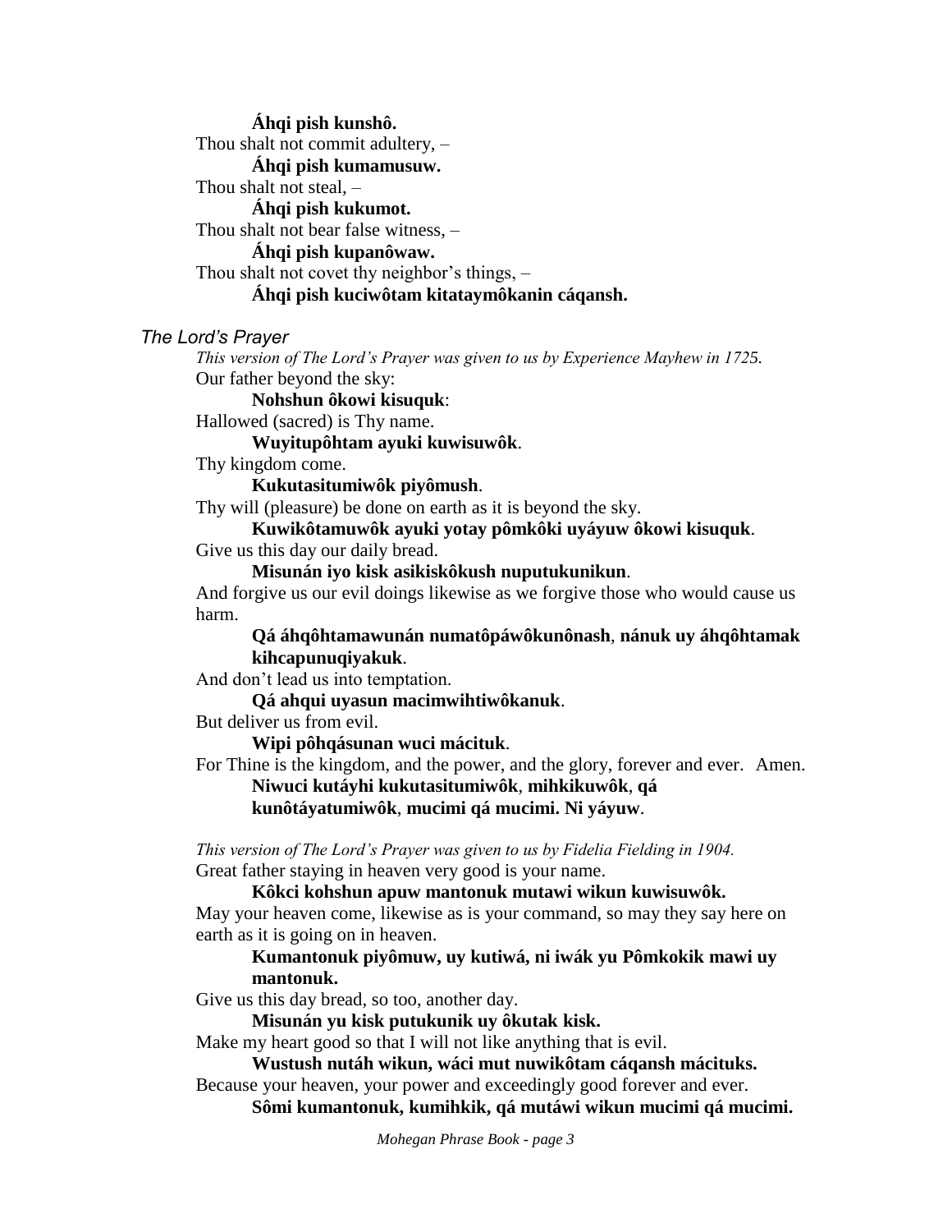**Áhqi pish kunshô.**

Thou shalt not commit adultery, –

**Áhqi pish kumamusuw.**

Thou shalt not steal, –

**Áhqi pish kukumot.**

Thou shalt not bear false witness, –

**Áhqi pish kupanôwaw.**

Thou shalt not covet thy neighbor's things, –

**Áhqi pish kuciwôtam kitataymôkanin cáqansh.**

### *The Lord's Prayer*

*This version of The Lord's Prayer was given to us by Experience Mayhew in 1725.*

Our father beyond the sky:

**Nohshun ôkowi kisuquk**:

Hallowed (sacred) is Thy name.

**Wuyitupôhtam ayuki kuwisuwôk**.

Thy kingdom come.

**Kukutasitumiwôk piyômush**.

Thy will (pleasure) be done on earth as it is beyond the sky.

**Kuwikôtamuwôk ayuki yotay pômkôki uyáyuw ôkowi kisuquk**.

Give us this day our daily bread.

**Misunán iyo kisk asikiskôkush nuputukunikun**.

And forgive us our evil doings likewise as we forgive those who would cause us harm.

**Qá áhqôhtamawunán numatôpáwôkunônash**, **nánuk uy áhqôhtamak kihcapunuqiyakuk**.

And don't lead us into temptation.

**Qá ahqui uyasun macimwihtiwôkanuk**.

But deliver us from evil.

**Wipi pôhqásunan wuci mácituk**.

For Thine is the kingdom, and the power, and the glory, forever and ever. Amen.

**Niwuci kutáyhi kukutasitumiwôk**, **mihkikuwôk**, **qá kunôtáyatumiwôk**, **mucimi qá mucimi. Ni yáyuw**.

*This version of The Lord's Prayer was given to us by Fidelia Fielding in 1904.*

Great father staying in heaven very good is your name.

**Kôkci kohshun apuw mantonuk mutawi wikun kuwisuwôk.**

May your heaven come, likewise as is your command, so may they say here on earth as it is going on in heaven.

**Kumantonuk piyômuw, uy kutiwá, ni iwák yu Pômkokik mawi uy mantonuk.**

Give us this day bread, so too, another day.

**Misunán yu kisk putukunik uy ôkutak kisk.**

Make my heart good so that I will not like anything that is evil.

**Wustush nutáh wikun, wáci mut nuwikôtam cáqansh mácituks.**

Because your heaven, your power and exceedingly good forever and ever.

**Sômi kumantonuk, kumihkik, qá mutáwi wikun mucimi qá mucimi.**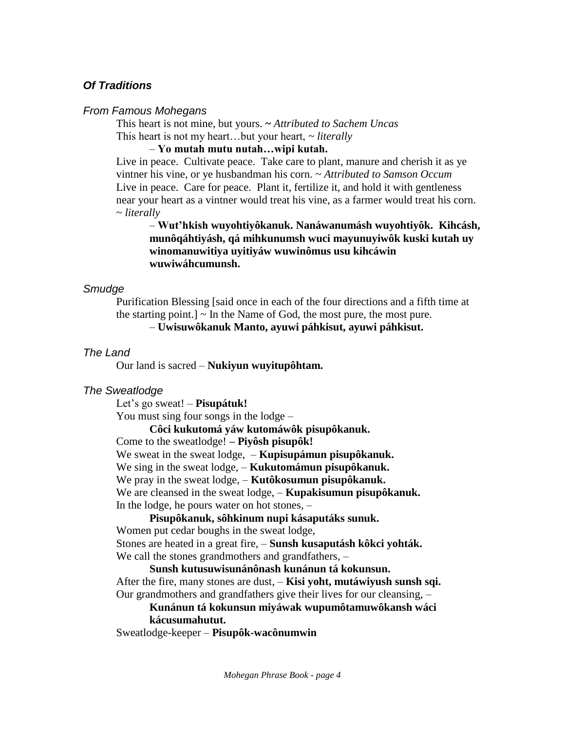## *Of Traditions*

### *From Famous Mohegans*

This heart is not mine, but yours. **~** *Attributed to Sachem Uncas*
This heart is not my heart…but your heart, ~ *literally*

– **Yo mutah mutu nutah…wipi kutah.**

Live in peace. Cultivate peace. Take care to plant, manure and cherish it as ye vintner his vine, or ye husbandman his corn. ~ *Attributed to Samson Occum*
Live in peace. Care for peace. Plant it, fertilize it, and hold it with gentleness near your heart as a vintner would treat his vine, as a farmer would treat his corn. ~ *literally*

– **Wut'hkish wuyohtiyôkanuk. Nanáwanumásh wuyohtiyôk. Kihcásh, munôqáhtiyásh, qá mihkunumsh wuci mayunuyiwôk kuski kutah uy winomanuwitiya uyitiyáw wuwinômus usu kihcáwin wuwiwáhcumunsh.**

### *Smudge*

Purification Blessing [said once in each of the four directions and a fifth time at the starting point.] ~ In the Name of God, the most pure, the most pure.

– **Uwisuwôkanuk Manto, ayuwi páhkisut, ayuwi páhkisut.**

### *The Land*

Our land is sacred – **Nukiyun wuyitupôhtam.**

### *The Sweatlodge*

Let's go sweat! – **Pisupátuk!**
You must sing four songs in the lodge –

**Côci kukutomá yáw kutomáwôk pisupôkanuk.**

Come to the sweatlodge! **– Piyôsh pisupôk!**
We sweat in the sweat lodge, – **Kupisupámun pisupôkanuk.**
We sing in the sweat lodge, – **Kukutomámun pisupôkanuk.**
We pray in the sweat lodge, – **Kutôkosumun pisupôkanuk.**
We are cleansed in the sweat lodge, – **Kupakisumun pisupôkanuk.**
In the lodge, he pours water on hot stones, –

**Pisupôkanuk, sôhkinum nupi kásaputáks sunuk.**

Women put cedar boughs in the sweat lodge,
Stones are heated in a great fire, – **Sunsh kusaputásh kôkci yohták.**
We call the stones grandmothers and grandfathers, –

**Sunsh kutusuwisunánônash kunánun tá kokunsun.**

After the fire, many stones are dust, – **Kisi yoht, mutáwiyush sunsh sqi.**
Our grandmothers and grandfathers give their lives for our cleansing, –

**Kunánun tá kokunsun miyáwak wupumôtamuwôkansh wáci kácusumahutut.**

Sweatlodge-keeper – **Pisupôk-wacônumwin**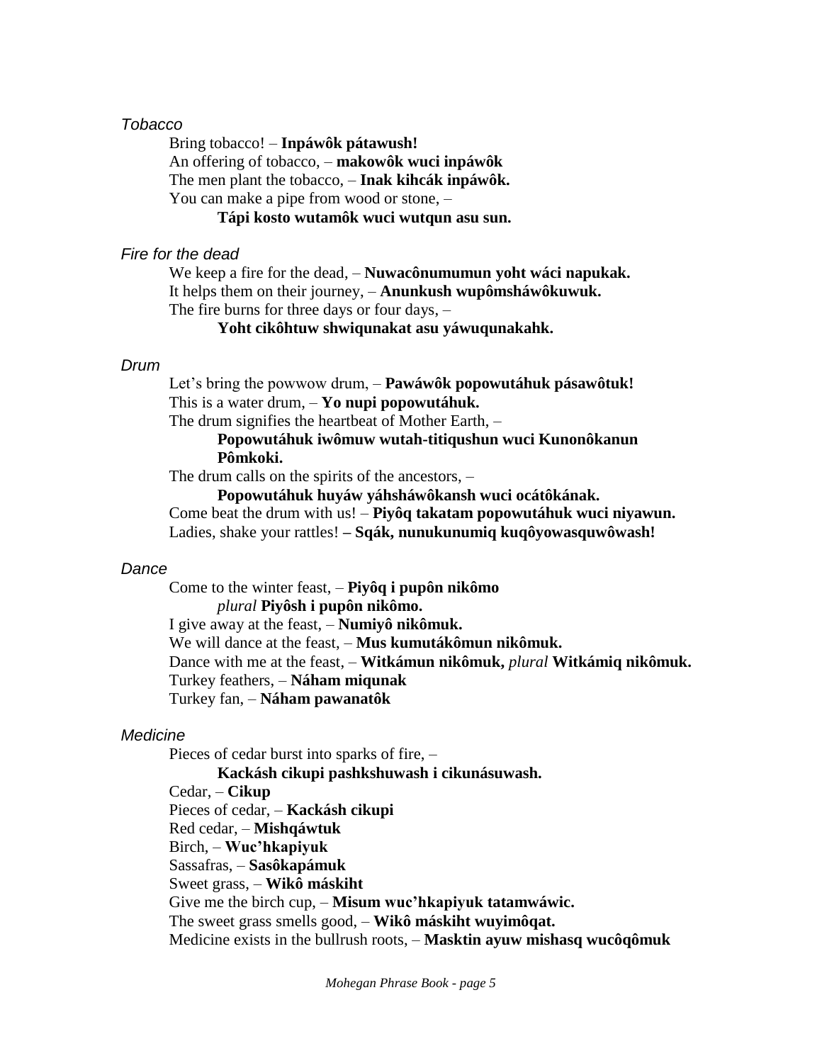*Tobacco*

Bring tobacco! – **Inpáwôk pátawush!**
An offering of tobacco, – **makowôk wuci inpáwôk**
The men plant the tobacco, – **Inak kihcák inpáwôk.**
You can make a pipe from wood or stone, –
**Tápi kosto wutamôk wuci wutqun asu sun.**

*Fire for the dead*

We keep a fire for the dead, – **Nuwacônumumun yoht wáci napukak.**
It helps them on their journey, – **Anunkush wupômsháwôkuwuk.**
The fire burns for three days or four days, –
**Yoht cikôhtuw shwiqunakat asu yáwuqunakahk.**

*Drum*

Let's bring the powwow drum, – **Pawáwôk popowutáhuk pásawôtuk!**
This is a water drum, – **Yo nupi popowutáhuk.**
The drum signifies the heartbeat of Mother Earth, –
**Popowutáhuk iwômuw wutah-titiqushun wuci Kunonôkanun Pômkoki.**
The drum calls on the spirits of the ancestors, –
**Popowutáhuk huyáw yáhsháwôkansh wuci ocátôkának.**
Come beat the drum with us! – **Piyôq takatam popowutáhuk wuci niyawun.**
Ladies, shake your rattles! **– Sqák, nunukunumiq kuqôyowasquwôwash!**

*Dance*

Come to the winter feast, – **Piyôq i pupôn nikômo**
*plural* **Piyôsh i pupôn nikômo.**
I give away at the feast, – **Numiyô nikômuk.**
We will dance at the feast, – **Mus kumutákômun nikômuk.**
Dance with me at the feast, – **Witkámun nikômuk,** *plural* **Witkámiq nikômuk.**
Turkey feathers, – **Náham miqunak**
Turkey fan, – **Náham pawanatôk**

*Medicine*

Pieces of cedar burst into sparks of fire, –
**Kackásh cikupi pashkshuwash i cikunásuwash.**
Cedar, – **Cikup**
Pieces of cedar, – **Kackásh cikupi**
Red cedar, – **Mishqáwtuk**
Birch, – **Wuc'hkapiyuk**
Sassafras, – **Sasôkapámuk**
Sweet grass, – **Wikô máskiht**
Give me the birch cup, – **Misum wuc'hkapiyuk tatamwáwic.**
The sweet grass smells good, – **Wikô máskiht wuyimôqat.**
Medicine exists in the bullrush roots, – **Masktin ayuw mishasq wucôqômuk**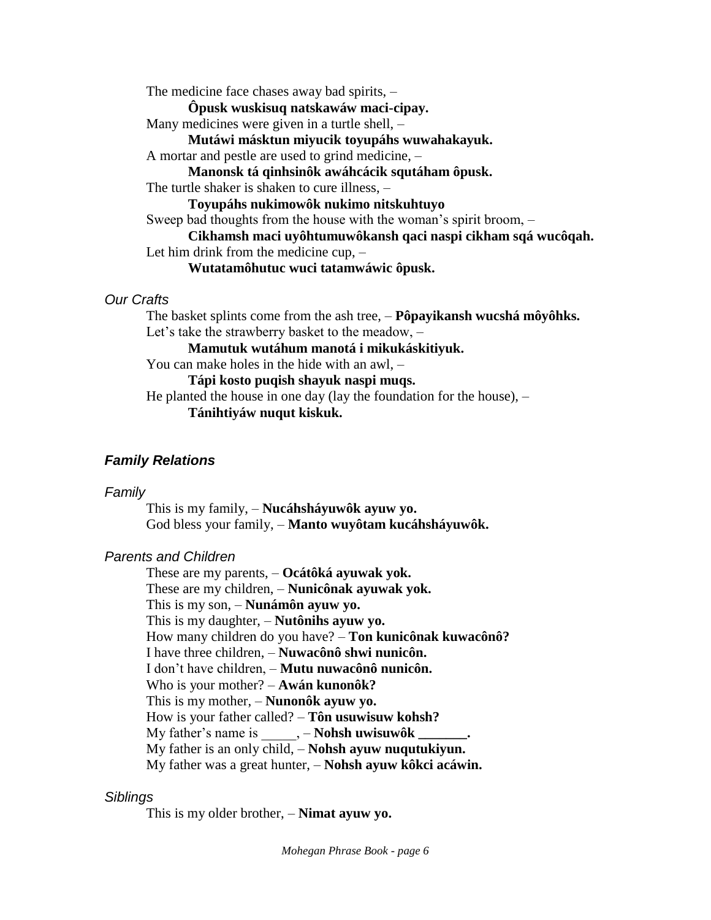The medicine face chases away bad spirits, –
**Ôpusk wuskisuq natskawáw maci-cipay.**
Many medicines were given in a turtle shell, –
**Mutáwi másktun miyucik toyupáhs wuwahakayuk.**
A mortar and pestle are used to grind medicine, –
**Manonsk tá qinhsinôk awáhcácik squtáham ôpusk.**
The turtle shaker is shaken to cure illness, –
**Toyupáhs nukimowôk nukimo nitskuhtuyo**
Sweep bad thoughts from the house with the woman's spirit broom, –
**Cikhamsh maci uyôhtumuwôkansh qaci naspi cikham sqá wucôqah.**
Let him drink from the medicine cup, –
**Wutatamôhutuc wuci tatamwáwic ôpusk.**

*Our Crafts*

The basket splints come from the ash tree, – **Pôpayikansh wucshá môyôhks.**
Let's take the strawberry basket to the meadow, –
**Mamutuk wutáhum manotá i mikukáskitiyuk.**
You can make holes in the hide with an awl, –
**Tápi kosto puqish shayuk naspi muqs.**
He planted the house in one day (lay the foundation for the house), –
**Tánihtiyáw nuqut kiskuk.**

## *Family Relations*

*Family*

This is my family, – **Nucáhsháyuwôk ayuw yo.**
God bless your family, – **Manto wuyôtam kucáhsháyuwôk.**

*Parents and Children*

These are my parents, – **Ocátôká ayuwak yok.**
These are my children, – **Nunicônak ayuwak yok.**
This is my son, – **Nunámôn ayuw yo.**
This is my daughter, – **Nutônihs ayuw yo.**
How many children do you have? – **Ton kunicônak kuwacônô?**
I have three children, – **Nuwacônô shwi nunicôn.**
I don't have children, – **Mutu nuwacônô nunicôn.**
Who is your mother? – **Awán kunonôk?**
This is my mother, – **Nunonôk ayuw yo.**
How is your father called? – **Tôn usuwisuw kohsh?**
My father's name is _____, – **Nohsh uwisuwôk _______.**
My father is an only child, – **Nohsh ayuw nuqutukiyun.**
My father was a great hunter, – **Nohsh ayuw kôkci acáwin.**

*Siblings*

This is my older brother, – **Nimat ayuw yo.**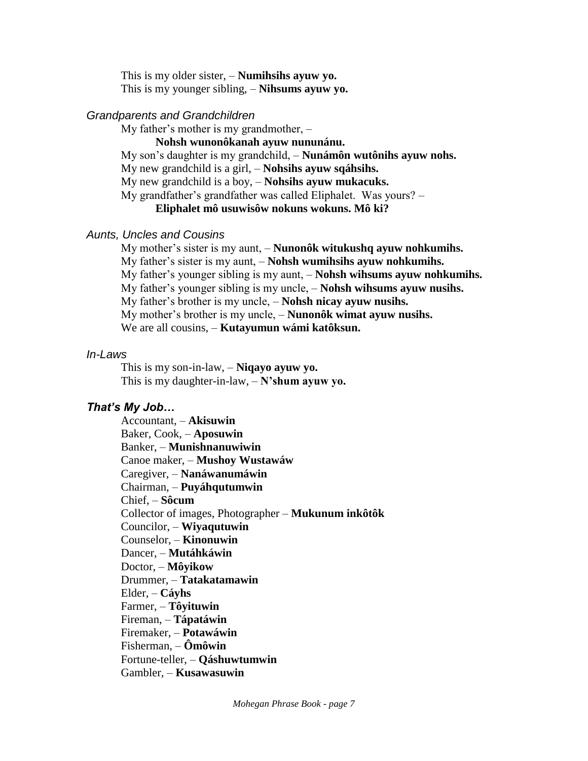This is my older sister, – **Numihsihs ayuw yo.**
This is my younger sibling, – **Nihsums ayuw yo.**

### *Grandparents and Grandchildren*

My father's mother is my grandmother, –
**Nohsh wunonôkanah ayuw nununánu.**
My son's daughter is my grandchild, – **Nunámôn wutônihs ayuw nohs.**
My new grandchild is a girl, – **Nohsihs ayuw sqáhsihs.**
My new grandchild is a boy, – **Nohsihs ayuw mukacuks.**
My grandfather's grandfather was called Eliphalet. Was yours? –
**Eliphalet mô usuwisôw nokuns wokuns. Mô ki?**

### *Aunts, Uncles and Cousins*

My mother's sister is my aunt, – **Nunonôk witukushq ayuw nohkumihs.**
My father's sister is my aunt, – **Nohsh wumihsihs ayuw nohkumihs.**
My father's younger sibling is my aunt, – **Nohsh wihsums ayuw nohkumihs.**
My father's younger sibling is my uncle, – **Nohsh wihsums ayuw nusihs.**
My father's brother is my uncle, – **Nohsh nicay ayuw nusihs.**
My mother's brother is my uncle, – **Nunonôk wimat ayuw nusihs.**
We are all cousins, – **Kutayumun wámi katôksun.**

### *In-Laws*

This is my son-in-law, – **Niqayo ayuw yo.**
This is my daughter-in-law, – **N'shum ayuw yo.**

## ***That's My Job…***

Accountant, – **Akisuwin**
Baker, Cook, – **Aposuwin**
Banker, – **Munishnanuwiwin**
Canoe maker, – **Mushoy Wustawáw**
Caregiver, – **Nanáwanumáwin**
Chairman, – **Puyáhqutumwin**
Chief, – **Sôcum**
Collector of images, Photographer – **Mukunum inkôtôk**
Councilor, – **Wiyaqutuwin**
Counselor, – **Kinonuwin**
Dancer, – **Mutáhkáwin**
Doctor, – **Môyikow**
Drummer, – **Tatakatamawin**
Elder, – **Cáyhs**
Farmer, – **Tôyituwin**
Fireman, – **Tápatáwin**
Firemaker, – **Potawáwin**
Fisherman, – **Ômôwin**
Fortune-teller, – **Qáshuwtumwin**
Gambler, – **Kusawasuwin**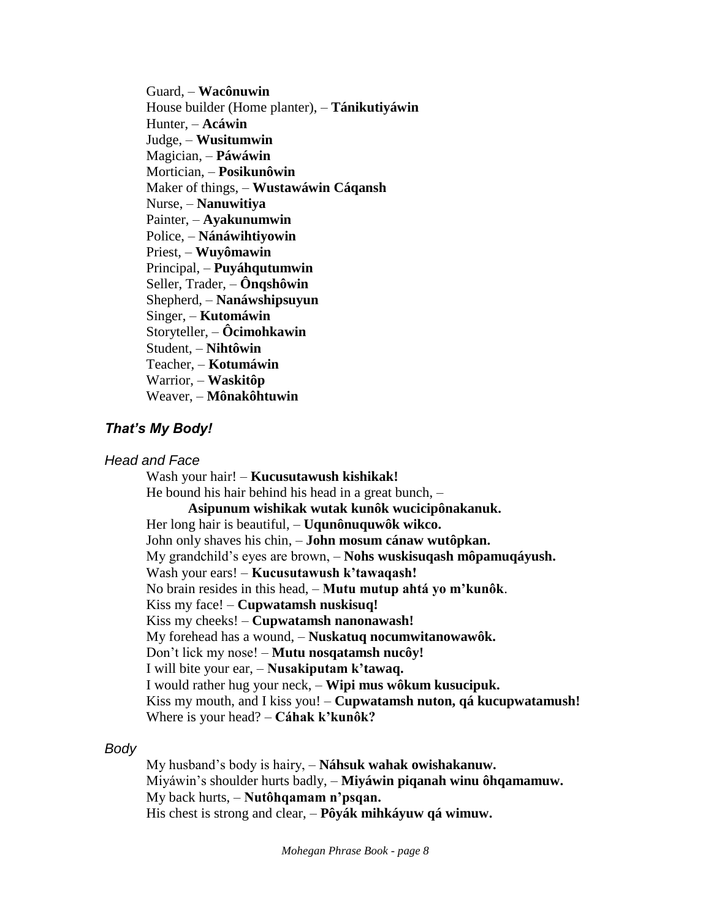Guard, – **Wacônuwin**
House builder (Home planter), – **Tánikutiyáwin**
Hunter, – **Acáwin**
Judge, – **Wusitumwin**
Magician, – **Páwáwin**
Mortician, – **Posikunôwin**
Maker of things, – **Wustawáwin Cáqansh**
Nurse, – **Nanuwitiya**
Painter, – **Ayakunumwin**
Police, – **Nánáwihtiyowin**
Priest, – **Wuyômawin**
Principal, – **Puyáhqutumwin**
Seller, Trader, – **Ônqshôwin**
Shepherd, – **Nanáwshipsuyun**
Singer, – **Kutomáwin**
Storyteller, – **Ôcimohkawin**
Student, – **Nihtôwin**
Teacher, – **Kotumáwin**
Warrior, – **Waskitôp**
Weaver, – **Mônakôhtuwin**

### *That's My Body!*

#### *Head and Face*

Wash your hair! – **Kucusutawush kishikak!**
He bound his hair behind his head in a great bunch, –
**Asipunum wishikak wutak kunôk wucicipônakanuk.**
Her long hair is beautiful, – **Uqunônuquwôk wikco.**
John only shaves his chin, – **John mosum cánaw wutôpkan.**
My grandchild's eyes are brown, – **Nohs wuskisuqash môpamuqáyush.**
Wash your ears! – **Kucusutawush k'tawaqash!**
No brain resides in this head, – **Mutu mutup ahtá yo m'kunôk**.
Kiss my face! – **Cupwatamsh nuskisuq!**
Kiss my cheeks! – **Cupwatamsh nanonawash!**
My forehead has a wound, – **Nuskatuq nocumwitanowawôk.**
Don't lick my nose! – **Mutu nosqatamsh nucôy!**
I will bite your ear, – **Nusakiputam k'tawaq.**
I would rather hug your neck, – **Wipi mus wôkum kusucipuk.**
Kiss my mouth, and I kiss you! – **Cupwatamsh nuton, qá kucupwatamush!**
Where is your head? – **Cáhak k'kunôk?**

#### *Body*

My husband's body is hairy, – **Náhsuk wahak owishakanuw.**
Miyáwin's shoulder hurts badly, – **Miyáwin piqanah winu ôhqamamuw.**
My back hurts, – **Nutôhqamam n'psqan.**
His chest is strong and clear, – **Pôyák mihkáyuw qá wimuw.**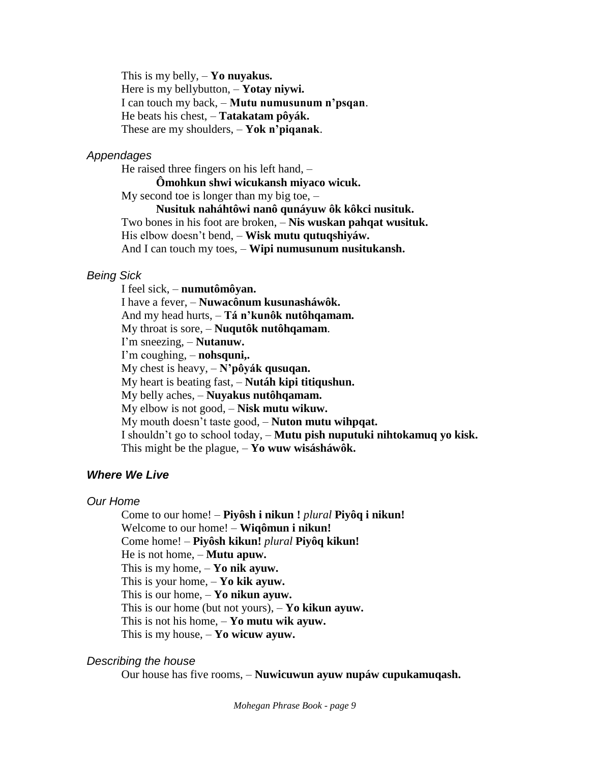This is my belly, – **Yo nuyakus.**
Here is my bellybutton, – **Yotay niywi.**
I can touch my back, – **Mutu numusunum n'psqan**.
He beats his chest, – **Tatakatam pôyák.**
These are my shoulders, – **Yok n'piqanak**.

*Appendages*

He raised three fingers on his left hand, –
**Ômohkun shwi wicukansh miyaco wicuk.**
My second toe is longer than my big toe, –
**Nusituk naháhtôwi nanô qunáyuw ôk kôkci nusituk.**
Two bones in his foot are broken, – **Nis wuskan pahqat wusituk.**
His elbow doesn't bend, – **Wisk mutu qutuqshiyáw.**
And I can touch my toes, – **Wipi numusunum nusitukansh.**

*Being Sick*

I feel sick, – **numutômôyan.**
I have a fever, – **Nuwacônum kusunasháwôk.**
And my head hurts, – **Tá n'kunôk nutôhqamam.**
My throat is sore, – **Nuqutôk nutôhqamam**.
I'm sneezing, – **Nutanuw.**
I'm coughing, – **nohsquni,.**
My chest is heavy, – **N'pôyák qusuqan.**
My heart is beating fast, – **Nutáh kipi titiqushun.**
My belly aches, – **Nuyakus nutôhqamam.**
My elbow is not good, – **Nisk mutu wikuw.**
My mouth doesn't taste good, – **Nuton mutu wihpqat.**
I shouldn't go to school today, – **Mutu pish nuputuki nihtokamuq yo kisk.**
This might be the plague, – **Yo wuw wisásháwôk.**

### *Where We Live*

*Our Home*

Come to our home! – **Piyôsh i nikun !** *plural* **Piyôq i nikun!**
Welcome to our home! – **Wiqômun i nikun!**
Come home! – **Piyôsh kikun!** *plural* **Piyôq kikun!**
He is not home, – **Mutu apuw.**
This is my home, – **Yo nik ayuw.**
This is your home, – **Yo kik ayuw.**
This is our home, – **Yo nikun ayuw.**
This is our home (but not yours), – **Yo kikun ayuw.**
This is not his home, – **Yo mutu wik ayuw.**
This is my house, – **Yo wicuw ayuw.**

*Describing the house*

Our house has five rooms, – **Nuwicuwun ayuw nupáw cupukamuqash.**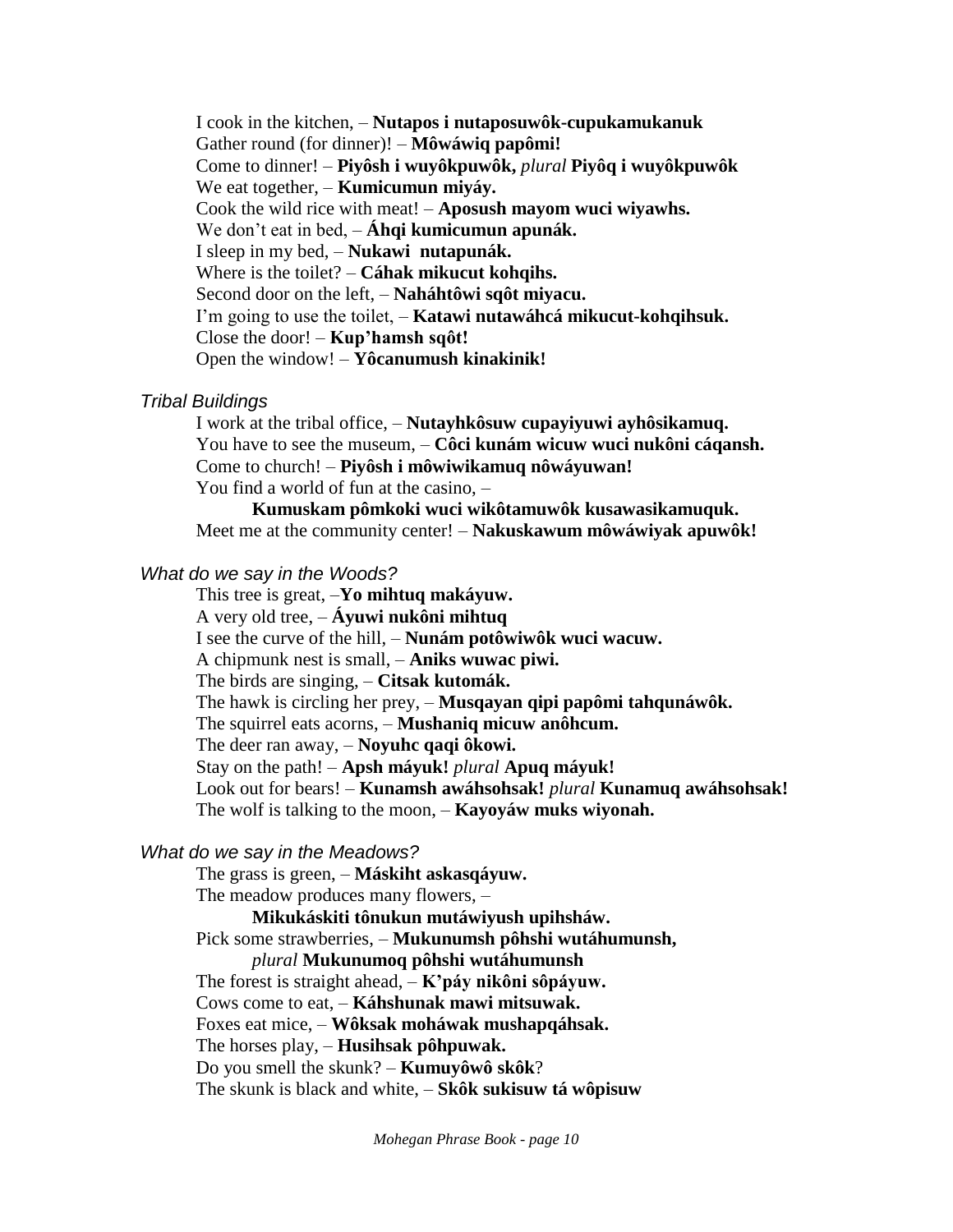I cook in the kitchen, – **Nutapos i nutaposuwôk-cupukamukanuk**
Gather round (for dinner)! – **Môwáwiq papômi!**
Come to dinner! – **Piyôsh i wuyôkpuwôk,** *plural* **Piyôq i wuyôkpuwôk**
We eat together, – **Kumicumun miyáy.**
Cook the wild rice with meat! – **Aposush mayom wuci wiyawhs.**
We don't eat in bed, – **Áhqi kumicumun apunák.**
I sleep in my bed, – **Nukawi nutapunák.**
Where is the toilet? – **Cáhak mikucut kohqihs.**
Second door on the left, – **Naháhtôwi sqôt miyacu.**
I'm going to use the toilet, – **Katawi nutawáhcá mikucut-kohqihsuk.**
Close the door! – **Kup'hamsh sqôt!**
Open the window! – **Yôcanumush kinakinik!**

*Tribal Buildings*

I work at the tribal office, – **Nutayhkôsuw cupayiyuwi ayhôsikamuq.**
You have to see the museum, – **Côci kunám wicuw wuci nukôni cáqansh.**
Come to church! – **Piyôsh i môwiwikamuq nôwáyuwan!**
You find a world of fun at the casino, –
**Kumuskam pômkoki wuci wikôtamuwôk kusawasikamuquk.**
Meet me at the community center! – **Nakuskawum môwáwiyak apuwôk!**

*What do we say in the Woods?*

This tree is great, –**Yo mihtuq makáyuw.**
A very old tree, – **Áyuwi nukôni mihtuq**
I see the curve of the hill, – **Nunám potôwiwôk wuci wacuw.**
A chipmunk nest is small, – **Aniks wuwac piwi.**
The birds are singing, – **Citsak kutomák.**
The hawk is circling her prey, – **Musqayan qipi papômi tahqunáwôk.**
The squirrel eats acorns, – **Mushaniq micuw anôhcum.**
The deer ran away, – **Noyuhc qaqi ôkowi.**
Stay on the path! – **Apsh máyuk!** *plural* **Apuq máyuk!**
Look out for bears! – **Kunamsh awáhsohsak!** *plural* **Kunamuq awáhsohsak!**
The wolf is talking to the moon, – **Kayoyáw muks wiyonah.**

*What do we say in the Meadows?*

The grass is green, – **Máskiht askasqáyuw.**
The meadow produces many flowers, –
**Mikukáskiti tônukun mutáwiyush upihsháw.**
Pick some strawberries, – **Mukunumsh pôhshi wutáhumunsh,**
*plural* **Mukunumoq pôhshi wutáhumunsh**
The forest is straight ahead, – **K'páy nikôni sôpáyuw.**
Cows come to eat, – **Káhshunak mawi mitsuwak.**
Foxes eat mice, – **Wôksak moháwak mushapqáhsak.**
The horses play, – **Husihsak pôhpuwak.**
Do you smell the skunk? – **Kumuyôwô skôk**?
The skunk is black and white, – **Skôk sukisuw tá wôpisuw**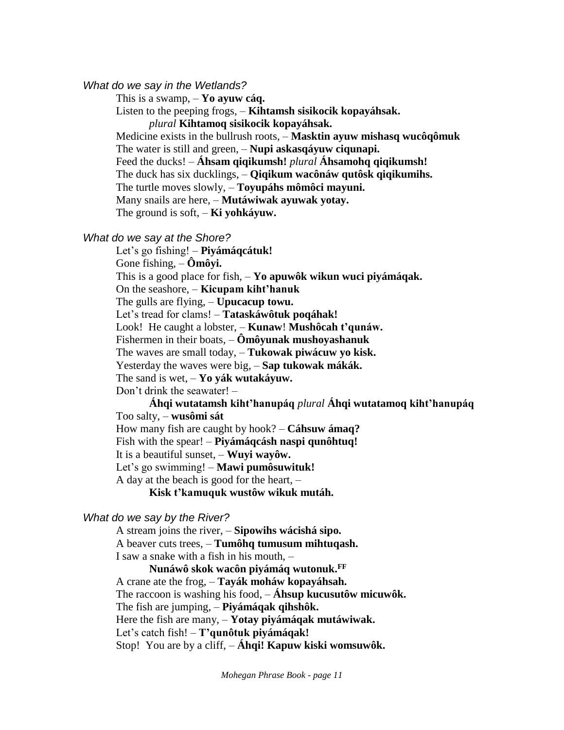*What do we say in the Wetlands?*

This is a swamp, – **Yo ayuw cáq.**
Listen to the peeping frogs, – **Kihtamsh sisikocik kopayáhsak.**
*plural* **Kihtamoq sisikocik kopayáhsak.**
Medicine exists in the bullrush roots, – **Masktin ayuw mishasq wucôqômuk**
The water is still and green, – **Nupi askasqáyuw ciqunapi.**
Feed the ducks! – **Áhsam qiqikumsh!** *plural* **Áhsamohq qiqikumsh!**
The duck has six ducklings, – **Qiqikum wacônáw qutôsk qiqikumihs.**
The turtle moves slowly, – **Toyupáhs mômôci mayuni.**
Many snails are here, – **Mutáwiwak ayuwak yotay.**
The ground is soft, – **Ki yohkáyuw.**

*What do we say at the Shore?*

Let's go fishing! – **Piyámáqcátuk!**
Gone fishing, – **Ômôyi.**
This is a good place for fish, – **Yo apuwôk wikun wuci piyámáqak.**
On the seashore, – **Kicupam kiht'hanuk**
The gulls are flying, – **Upucacup towu.**
Let's tread for clams! – **Tataskáwôtuk poqáhak!**
Look! He caught a lobster, – **Kunaw**! **Mushôcah t'qunáw.**
Fishermen in their boats, – **Ômôyunak mushoyashanuk**
The waves are small today, – **Tukowak piwácuw yo kisk.**
Yesterday the waves were big, – **Sap tukowak mákák.**
The sand is wet, – **Yo yák wutakáyuw.**
Don't drink the seawater! –
**Áhqi wutatamsh kiht'hanupáq** *plural* **Áhqi wutatamoq kiht'hanupáq**
Too salty, – **wusômi sát**
How many fish are caught by hook? – **Cáhsuw ámaq?**
Fish with the spear! – **Piyámáqcásh naspi qunôhtuq!**
It is a beautiful sunset, – **Wuyi wayôw.**
Let's go swimming! – **Mawi pumôsuwituk!**
A day at the beach is good for the heart, –
**Kisk t'kamuquk wustôw wikuk mutáh.**

*What do we say by the River?*

A stream joins the river, – **Sipowihs wácishá sipo.**
A beaver cuts trees, – **Tumôhq tumusum mihtuqash.**
I saw a snake with a fish in his mouth, –
**Nunáwô skok wacôn piyámáq wutonuk.**[FF]
A crane ate the frog, – **Tayák moháw kopayáhsah.**
The raccoon is washing his food, – **Áhsup kucusutôw micuwôk.**
The fish are jumping, – **Piyámáqak qihshôk.**
Here the fish are many, – **Yotay piyámáqak mutáwiwak.**
Let's catch fish! – **T'qunôtuk piyámáqak!**
Stop! You are by a cliff, – **Áhqi! Kapuw kiski womsuwôk.**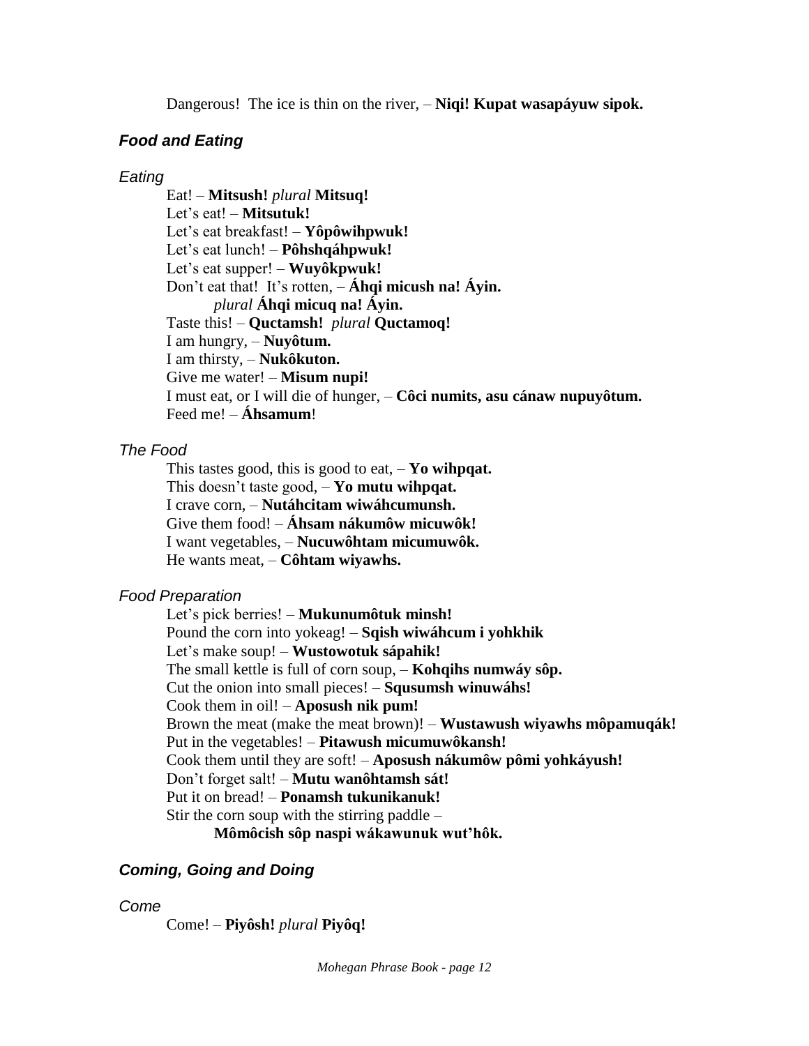Dangerous! The ice is thin on the river, – **Niqi! Kupat wasapáyuw sipok.**

## *Food and Eating*

### *Eating*

Eat! – **Mitsush!** *plural* **Mitsuq!**
Let's eat! – **Mitsutuk!**
Let's eat breakfast! – **Yôpôwihpwuk!**
Let's eat lunch! – **Pôhshqáhpwuk!**
Let's eat supper! – **Wuyôkpwuk!**
Don't eat that! It's rotten, – **Áhqi micush na! Áyin.**
*plural* **Áhqi micuq na! Áyin.**
Taste this! – **Quctamsh!** *plural* **Quctamoq!**
I am hungry, – **Nuyôtum.**
I am thirsty, – **Nukôkuton.**
Give me water! – **Misum nupi!**
I must eat, or I will die of hunger, – **Côci numits, asu cánaw nupuyôtum.**
Feed me! – **Áhsamum**!

### *The Food*

This tastes good, this is good to eat, – **Yo wihpqat.**
This doesn't taste good, – **Yo mutu wihpqat.**
I crave corn, – **Nutáhcitam wiwáhcumunsh.**
Give them food! – **Áhsam nákumôw micuwôk!**
I want vegetables, – **Nucuwôhtam micumuwôk.**
He wants meat, – **Côhtam wiyawhs.**

### *Food Preparation*

Let's pick berries! – **Mukunumôtuk minsh!**
Pound the corn into yokeag! – **Sqish wiwáhcum i yohkhik**
Let's make soup! – **Wustowotuk sápahik!**
The small kettle is full of corn soup, – **Kohqihs numwáy sôp.**
Cut the onion into small pieces! – **Squsumsh winuwáhs!**
Cook them in oil! – **Aposush nik pum!**
Brown the meat (make the meat brown)! – **Wustawush wiyawhs môpamuqák!**
Put in the vegetables! – **Pitawush micumuwôkansh!**
Cook them until they are soft! – **Aposush nákumôw pômi yohkáyush!**
Don't forget salt! – **Mutu wanôhtamsh sát!**
Put it on bread! – **Ponamsh tukunikanuk!**
Stir the corn soup with the stirring paddle –
**Mômôcish sôp naspi wákawunuk wut'hôk.**

## *Coming, Going and Doing*

### *Come*

Come! – **Piyôsh!** *plural* **Piyôq!**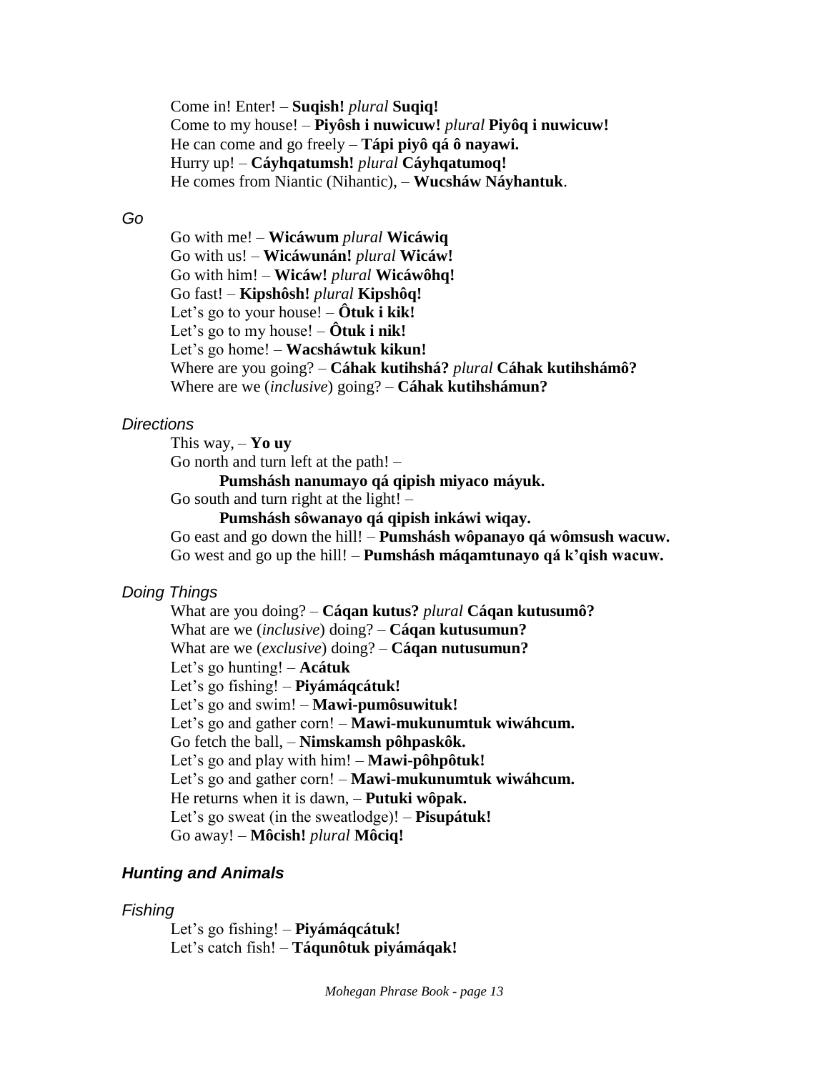Come in! Enter! – **Suqish!** *plural* **Suqiq!**
Come to my house! – **Piyôsh i nuwicuw!** *plural* **Piyôq i nuwicuw!**
He can come and go freely – **Tápi piyô qá ô nayawi.**
Hurry up! – **Cáyhqatumsh!** *plural* **Cáyhqatumoq!**
He comes from Niantic (Nihantic), – **Wucsháw Náyhantuk**.

### *Go*

Go with me! – **Wicáwum** *plural* **Wicáwiq**
Go with us! – **Wicáwunán!** *plural* **Wicáw!**
Go with him! – **Wicáw!** *plural* **Wicáwôhq!**
Go fast! – **Kipshôsh!** *plural* **Kipshôq!**
Let's go to your house! – **Ôtuk i kik!**
Let's go to my house! – **Ôtuk i nik!**
Let's go home! – **Wacsháwtuk kikun!**
Where are you going? – **Cáhak kutihshá?** *plural* **Cáhak kutihshámô?**
Where are we (*inclusive*) going? – **Cáhak kutihshámun?**

### *Directions*

This way, – **Yo uy**
Go north and turn left at the path! –
  **Pumshásh nanumayo qá qipish miyaco máyuk.**
Go south and turn right at the light! –
  **Pumshásh sôwanayo qá qipish inkáwi wiqay.**
Go east and go down the hill! – **Pumshásh wôpanayo qá wômsush wacuw.**
Go west and go up the hill! – **Pumshásh máqamtunayo qá k'qish wacuw.**

### *Doing Things*

What are you doing? – **Cáqan kutus?** *plural* **Cáqan kutusumô?**
What are we (*inclusive*) doing? – **Cáqan kutusumun?**
What are we (*exclusive*) doing? – **Cáqan nutusumun?**
Let's go hunting! – **Acátuk**
Let's go fishing! – **Piyámáqcátuk!**
Let's go and swim! – **Mawi-pumôsuwituk!**
Let's go and gather corn! – **Mawi-mukunumtuk wiwáhcum.**
Go fetch the ball, – **Nimskamsh pôhpaskôk.**
Let's go and play with him! – **Mawi-pôhpôtuk!**
Let's go and gather corn! – **Mawi-mukunumtuk wiwáhcum.**
He returns when it is dawn, – **Putuki wôpak.**
Let's go sweat (in the sweatlodge)! – **Pisupátuk!**
Go away! – **Môcish!** *plural* **Môciq!**

## *Hunting and Animals*

### *Fishing*

Let's go fishing! – **Piyámáqcátuk!**
Let's catch fish! – **Táqunôtuk piyámáqak!**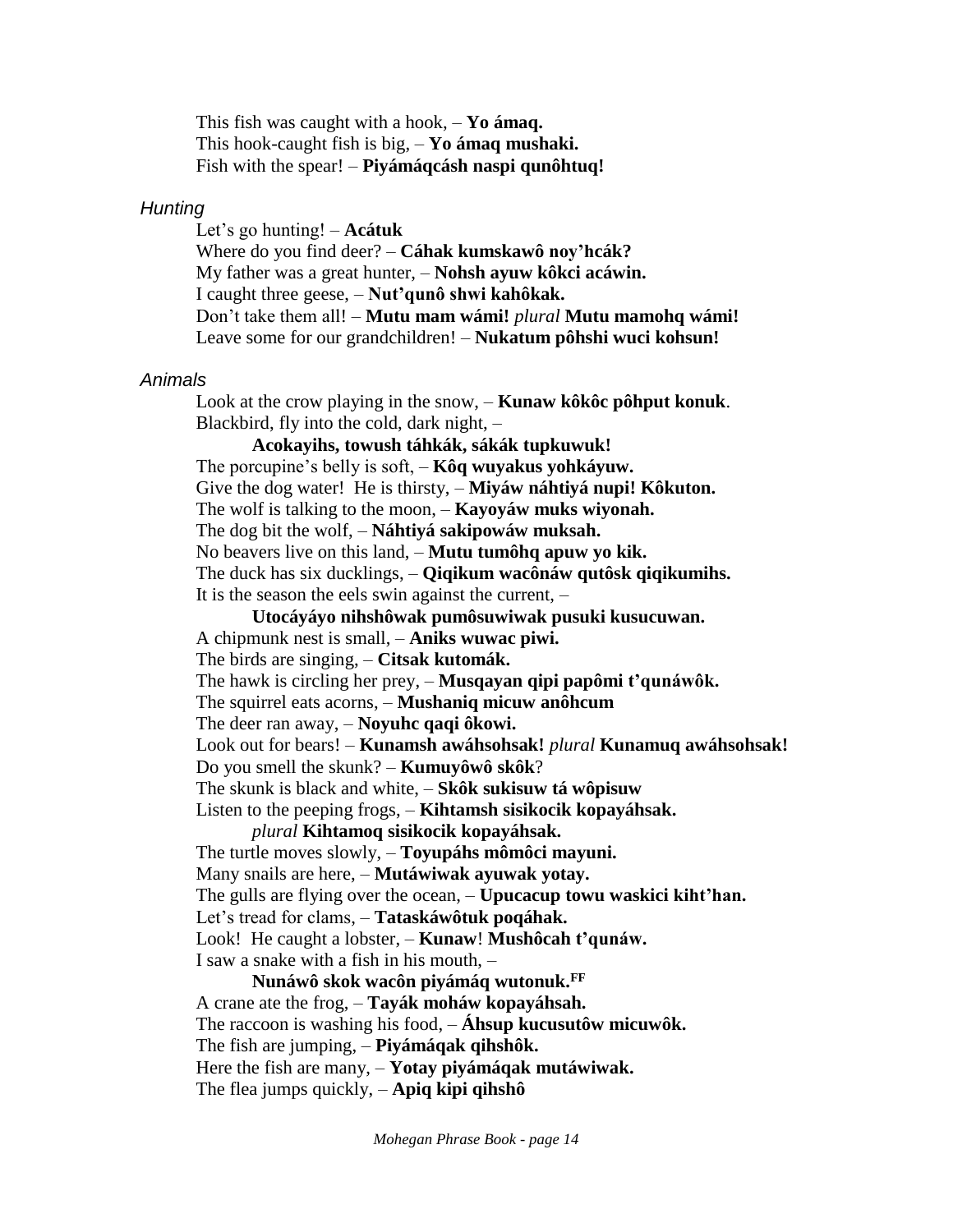This fish was caught with a hook, – **Yo ámaq.**
This hook-caught fish is big, – **Yo ámaq mushaki.**
Fish with the spear! – **Piyámáqcásh naspi qunôhtuq!**

### *Hunting*

Let's go hunting! – **Acátuk**
Where do you find deer? – **Cáhak kumskawô noy'hcák?**
My father was a great hunter, – **Nohsh ayuw kôkci acáwin.**
I caught three geese, – **Nut'qunô shwi kahôkak.**
Don't take them all! – **Mutu mam wámi!** *plural* **Mutu mamohq wámi!**
Leave some for our grandchildren! – **Nukatum pôhshi wuci kohsun!**

### *Animals*

Look at the crow playing in the snow, – **Kunaw kôkôc pôhput konuk**.
Blackbird, fly into the cold, dark night, –
  **Acokayihs, towush táhkák, sákák tupkuwuk!**
The porcupine's belly is soft, – **Kôq wuyakus yohkáyuw.**
Give the dog water! He is thirsty, – **Miyáw náhtiyá nupi! Kôkuton.**
The wolf is talking to the moon, – **Kayoyáw muks wiyonah.**
The dog bit the wolf, – **Náhtiyá sakipowáw muksah.**
No beavers live on this land, – **Mutu tumôhq apuw yo kik.**
The duck has six ducklings, – **Qiqikum wacônáw qutôsk qiqikumihs.**
It is the season the eels swin against the current, –
  **Utocáyáyo nihshôwak pumôsuwiwak pusuki kusucuwan.**
A chipmunk nest is small, – **Aniks wuwac piwi.**
The birds are singing, – **Citsak kutomák.**
The hawk is circling her prey, – **Musqayan qipi papômi t'qunáwôk.**
The squirrel eats acorns, – **Mushaniq micuw anôhcum**
The deer ran away, – **Noyuhc qaqi ôkowi.**
Look out for bears! – **Kunamsh awáhsohsak!** *plural* **Kunamuq awáhsohsak!**
Do you smell the skunk? – **Kumuyôwô skôk**?
The skunk is black and white, – **Skôk sukisuw tá wôpisuw**
Listen to the peeping frogs, – **Kihtamsh sisikocik kopayáhsak.**
  *plural* **Kihtamoq sisikocik kopayáhsak.**
The turtle moves slowly, – **Toyupáhs mômôci mayuni.**
Many snails are here, – **Mutáwiwak ayuwak yotay.**
The gulls are flying over the ocean, – **Upucacup towu waskici kiht'han.**
Let's tread for clams, – **Tataskáwôtuk poqáhak.**
Look! He caught a lobster, – **Kunaw**! **Mushôcah t'qunáw.**
I saw a snake with a fish in his mouth, –
  **Nunáwô skok wacôn piyámáq wutonuk.**[FF]
A crane ate the frog, – **Tayák moháw kopayáhsah.**
The raccoon is washing his food, – **Áhsup kucusutôw micuwôk.**
The fish are jumping, – **Piyámáqak qihshôk.**
Here the fish are many, – **Yotay piyámáqak mutáwiwak.**
The flea jumps quickly, – **Apiq kipi qihshô**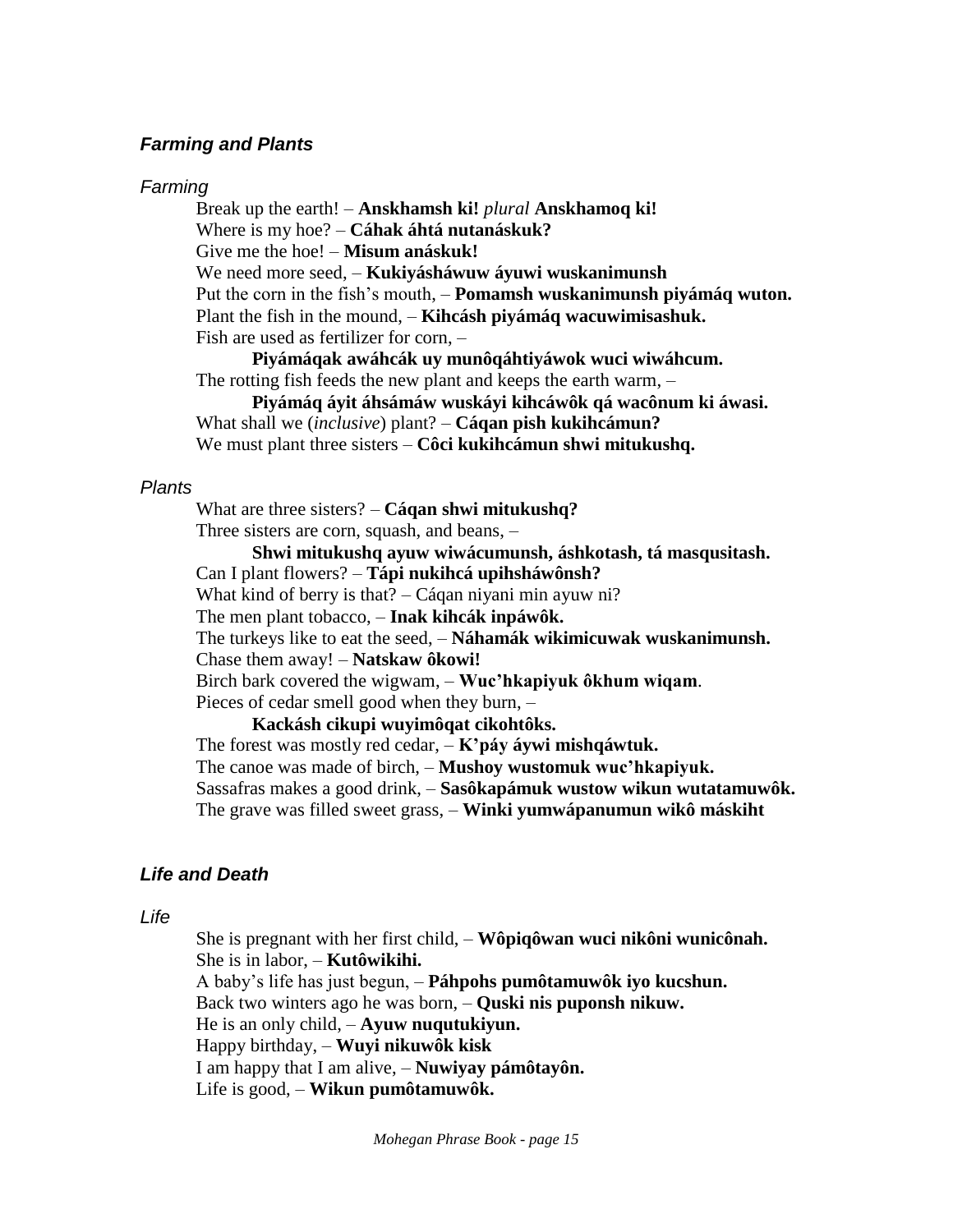## ***Farming and Plants***

### *Farming*

Break up the earth! – **Anskhamsh ki!** *plural* **Anskhamoq ki!**
Where is my hoe? – **Cáhak áhtá nutanáskuk?**
Give me the hoe! – **Misum anáskuk!**
We need more seed, – **Kukiyásháwuw áyuwi wuskanimunsh**
Put the corn in the fish's mouth, – **Pomamsh wuskanimunsh piyámáq wuton.**
Plant the fish in the mound, – **Kihcásh piyámáq wacuwimisashuk.**
Fish are used as fertilizer for corn, –
**Piyámáqak awáhcák uy munôqáhtiyáwok wuci wiwáhcum.**
The rotting fish feeds the new plant and keeps the earth warm, –
**Piyámáq áyit áhsámáw wuskáyi kihcáwôk qá wacônum ki áwasi.**
What shall we (*inclusive*) plant? – **Cáqan pish kukihcámun?**
We must plant three sisters – **Côci kukihcámun shwi mitukushq.**

### *Plants*

What are three sisters? – **Cáqan shwi mitukushq?**
Three sisters are corn, squash, and beans, –
**Shwi mitukushq ayuw wiwácumunsh, áshkotash, tá masqusitash.**
Can I plant flowers? – **Tápi nukihcá upihsháwônsh?**
What kind of berry is that? – Cáqan niyani min ayuw ni?
The men plant tobacco, – **Inak kihcák inpáwôk.**
The turkeys like to eat the seed, – **Náhamák wikimicuwak wuskanimunsh.**
Chase them away! – **Natskaw ôkowi!**
Birch bark covered the wigwam, – **Wuc'hkapiyuk ôkhum wiqam**.
Pieces of cedar smell good when they burn, –
**Kackásh cikupi wuyimôqat cikohtôks.**
The forest was mostly red cedar, – **K'páy áywi mishqáwtuk.**
The canoe was made of birch, – **Mushoy wustomuk wuc'hkapiyuk.**
Sassafras makes a good drink, – **Sasôkapámuk wustow wikun wutatamuwôk.**
The grave was filled sweet grass, – **Winki yumwápanumun wikô máskiht**

## ***Life and Death***

### *Life*

She is pregnant with her first child, – **Wôpiqôwan wuci nikôni wunicônah.**
She is in labor, – **Kutôwikihi.**
A baby's life has just begun, – **Páhpohs pumôtamuwôk iyo kucshun.**
Back two winters ago he was born, – **Quski nis puponsh nikuw.**
He is an only child, – **Ayuw nuqutukiyun.**
Happy birthday, – **Wuyi nikuwôk kisk**
I am happy that I am alive, – **Nuwiyay pámôtayôn.**
Life is good, – **Wikun pumôtamuwôk.**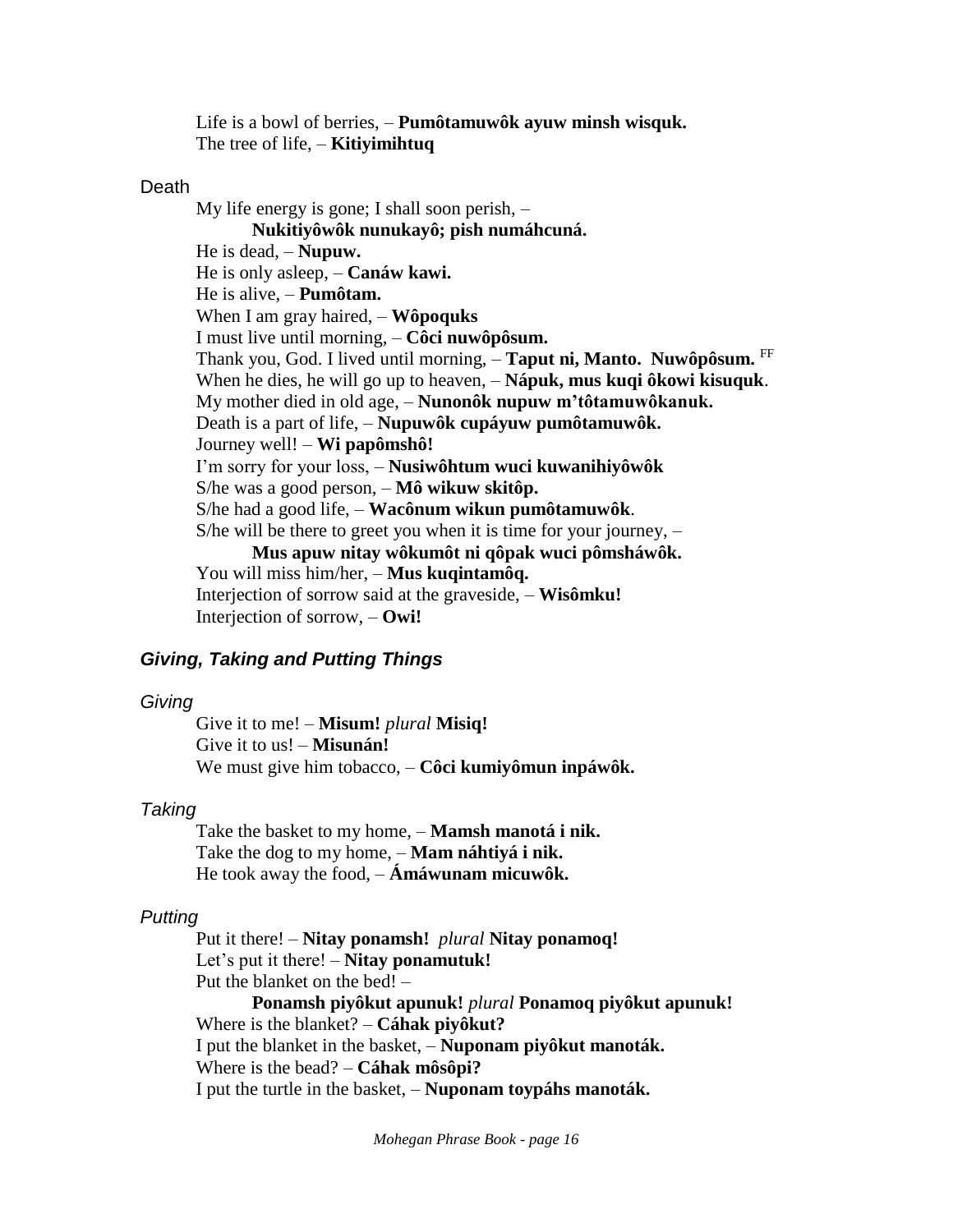Life is a bowl of berries, – **Pumôtamuwôk ayuw minsh wisquk.**
The tree of life, – **Kitiyimihtuq**

Death

My life energy is gone; I shall soon perish, –
**Nukitiyôwôk nunukayô; pish numáhcuná.**
He is dead, – **Nupuw.**
He is only asleep, – **Canáw kawi.**
He is alive, – **Pumôtam.**
When I am gray haired, – **Wôpoquks**
I must live until morning, – **Côci nuwôpôsum.**
Thank you, God. I lived until morning, – **Taput ni, Manto. Nuwôpôsum.** [FF]
When he dies, he will go up to heaven, – **Nápuk, mus kuqi ôkowi kisuquk**.
My mother died in old age, – **Nunonôk nupuw m'tôtamuwôkanuk.**
Death is a part of life, – **Nupuwôk cupáyuw pumôtamuwôk.**
Journey well! – **Wi papômshô!**
I'm sorry for your loss, – **Nusiwôhtum wuci kuwanihiyôwôk**
S/he was a good person, – **Mô wikuw skitôp.**
S/he had a good life, – **Wacônum wikun pumôtamuwôk**.
S/he will be there to greet you when it is time for your journey, –
**Mus apuw nitay wôkumôt ni qôpak wuci pômsháwôk.**
You will miss him/her, – **Mus kuqintamôq.**
Interjection of sorrow said at the graveside, – **Wisômku!**
Interjection of sorrow, – **Owi!**

### *Giving, Taking and Putting Things*

*Giving*

Give it to me! – **Misum!** *plural* **Misiq!**
Give it to us! – **Misunán!**
We must give him tobacco, – **Côci kumiyômun inpáwôk.**

*Taking*

Take the basket to my home, – **Mamsh manotá i nik.**
Take the dog to my home, – **Mam náhtiyá i nik.**
He took away the food, – **Ámáwunam micuwôk.**

*Putting*

Put it there! – **Nitay ponamsh!** *plural* **Nitay ponamoq!**
Let's put it there! – **Nitay ponamutuk!**
Put the blanket on the bed! –
**Ponamsh piyôkut apunuk!** *plural* **Ponamoq piyôkut apunuk!**
Where is the blanket? – **Cáhak piyôkut?**
I put the blanket in the basket, – **Nuponam piyôkut manoták.**
Where is the bead? – **Cáhak môsôpi?**
I put the turtle in the basket, – **Nuponam toypáhs manoták.**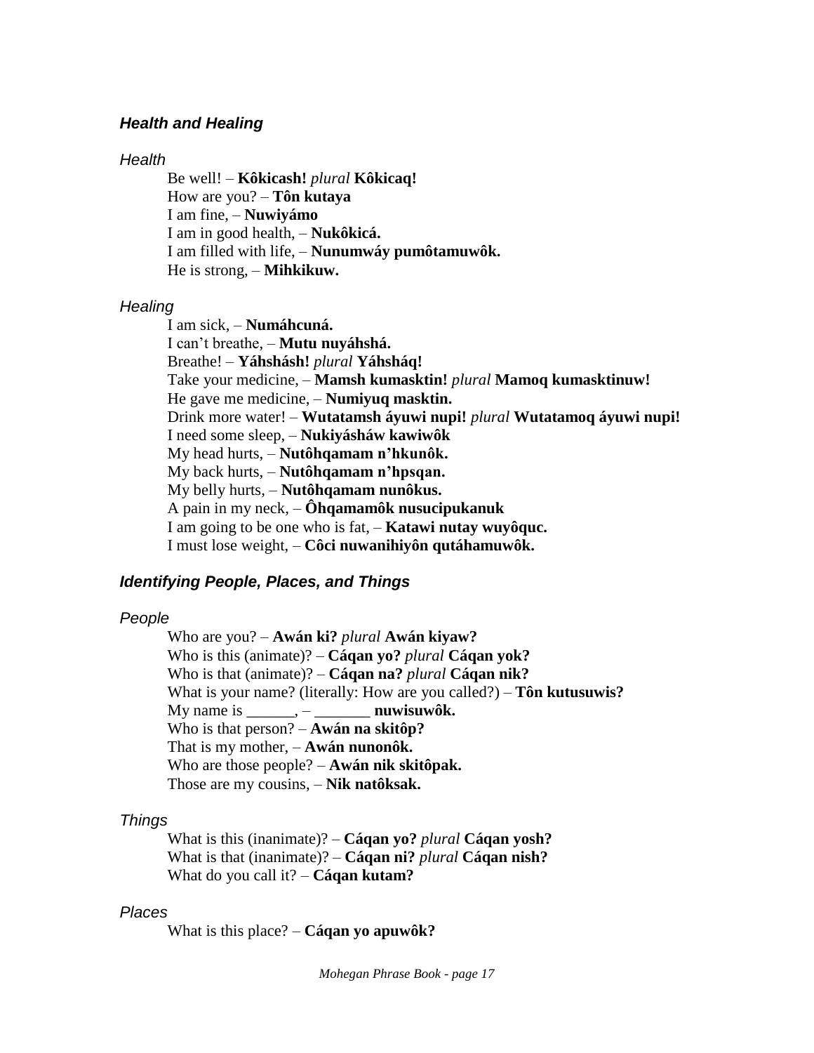### *Health and Healing*

*Health*

Be well! – **Kôkicash!** *plural* **Kôkicaq!**
How are you? – **Tôn kutaya**
I am fine, – **Nuwiyámo**
I am in good health, – **Nukôkicá.**
I am filled with life, – **Nunumwáy pumôtamuwôk.**
He is strong, – **Mihkikuw.**

*Healing*

I am sick, – **Numáhcuná.**
I can't breathe, – **Mutu nuyáhshá.**
Breathe! – **Yáhshásh!** *plural* **Yáhsháq!**
Take your medicine, – **Mamsh kumasktin!** *plural* **Mamoq kumasktinuw!**
He gave me medicine, – **Numiyuq masktin.**
Drink more water! – **Wutatamsh áyuwi nupi!** *plural* **Wutatamoq áyuwi nupi!**
I need some sleep, – **Nukiyásháw kawiwôk**
My head hurts, – **Nutôhqamam n'hkunôk.**
My back hurts, – **Nutôhqamam n'hpsqan.**
My belly hurts, – **Nutôhqamam nunôkus.**
A pain in my neck, – **Ôhqamamôk nusucipukanuk**
I am going to be one who is fat, – **Katawi nutay wuyôquc.**
I must lose weight, – **Côci nuwanihiyôn qutáhamuwôk.**

### *Identifying People, Places, and Things*

*People*

Who are you? – **Awán ki?** *plural* **Awán kiyaw?**
Who is this (animate)? – **Cáqan yo?** *plural* **Cáqan yok?**
Who is that (animate)? – **Cáqan na?** *plural* **Cáqan nik?**
What is your name? (literally: How are you called?) – **Tôn kutusuwis?**
My name is ______, – _______ **nuwisuwôk.**
Who is that person? – **Awán na skitôp?**
That is my mother, – **Awán nunonôk.**
Who are those people? – **Awán nik skitôpak.**
Those are my cousins, – **Nik natôksak.**

*Things*

What is this (inanimate)? – **Cáqan yo?** *plural* **Cáqan yosh?**
What is that (inanimate)? – **Cáqan ni?** *plural* **Cáqan nish?**
What do you call it? – **Cáqan kutam?**

*Places*

What is this place? – **Cáqan yo apuwôk?**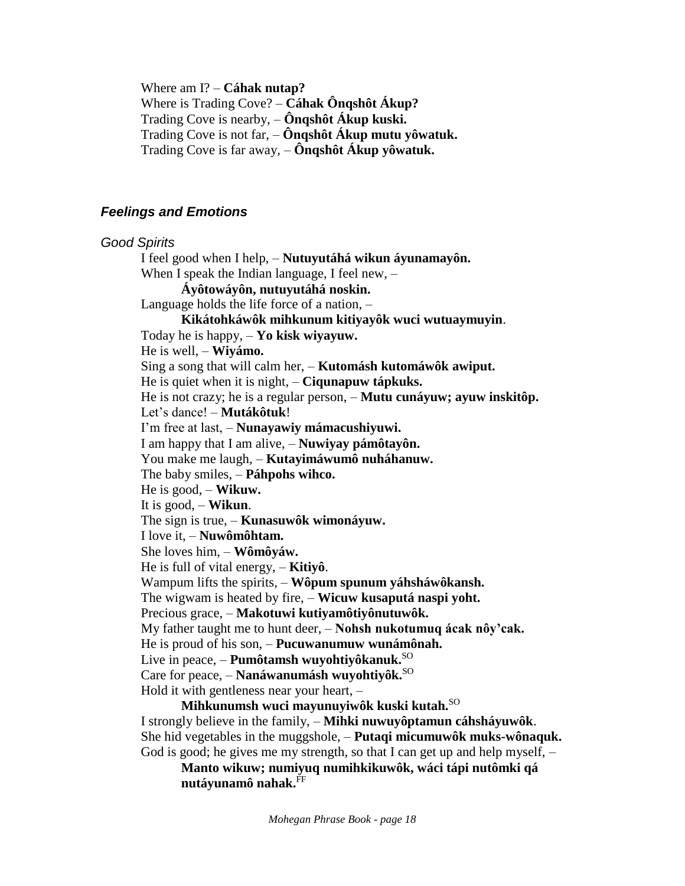Where am I? – **Cáhak nutap?**
Where is Trading Cove? – **Cáhak Ônqshôt Ákup?**
Trading Cove is nearby, – **Ônqshôt Ákup kuski.**
Trading Cove is not far, – **Ônqshôt Ákup mutu yôwatuk.**
Trading Cove is far away, – **Ônqshôt Ákup yôwatuk.**

### *Feelings and Emotions*

*Good Spirits*

I feel good when I help, – **Nutuyutáhá wikun áyunamayôn.**
When I speak the Indian language, I feel new, –
**Áyôtowáyôn, nutuyutáhá noskin.**
Language holds the life force of a nation, –
**Kikátohkáwôk mihkunum kitiyayôk wuci wutuaymuyin**.
Today he is happy, – **Yo kisk wiyayuw.**
He is well, – **Wiyámo.**
Sing a song that will calm her, – **Kutomásh kutomáwôk awiput.**
He is quiet when it is night, – **Ciqunapuw tápkuks.**
He is not crazy; he is a regular person, – **Mutu cunáyuw; ayuw inskitôp.**
Let's dance! – **Mutákôtuk**!
I'm free at last, – **Nunayawiy mámacushiyuwi.**
I am happy that I am alive, – **Nuwiyay pámôtayôn.**
You make me laugh, – **Kutayimáwumô nuháhanuw.**
The baby smiles, – **Páhpohs wihco.**
He is good, – **Wikuw.**
It is good, – **Wikun**.
The sign is true, – **Kunasuwôk wimonáyuw.**
I love it, – **Nuwômôhtam.**
She loves him, – **Wômôyáw.**
He is full of vital energy, – **Kitiyô**.
Wampum lifts the spirits, – **Wôpum spunum yáhsháwôkansh.**
The wigwam is heated by fire, – **Wicuw kusaputá naspi yoht.**
Precious grace, – **Makotuwi kutiyamôtiyônutuwôk.**
My father taught me to hunt deer, – **Nohsh nukotumuq ácak nôy'cak.**
He is proud of his son, – **Pucuwanumuw wunámônah.**
Live in peace, – **Pumôtamsh wuyohtiyôkanuk.**[SO]
Care for peace, – **Nanáwanumásh wuyohtiyôk.**[SO]
Hold it with gentleness near your heart, –
**Mihkunumsh wuci mayunuyiwôk kuski kutah.**[SO]
I strongly believe in the family, – **Mihki nuwuyôptamun cáhsháyuwôk**.
She hid vegetables in the muggshole, – **Putaqi micumuwôk muks-wônaquk.**
God is good; he gives me my strength, so that I can get up and help myself, –
**Manto wikuw; numiyuq numihkikuwôk, wáci tápi nutômki qá nutáyunamô nahak.**[FF]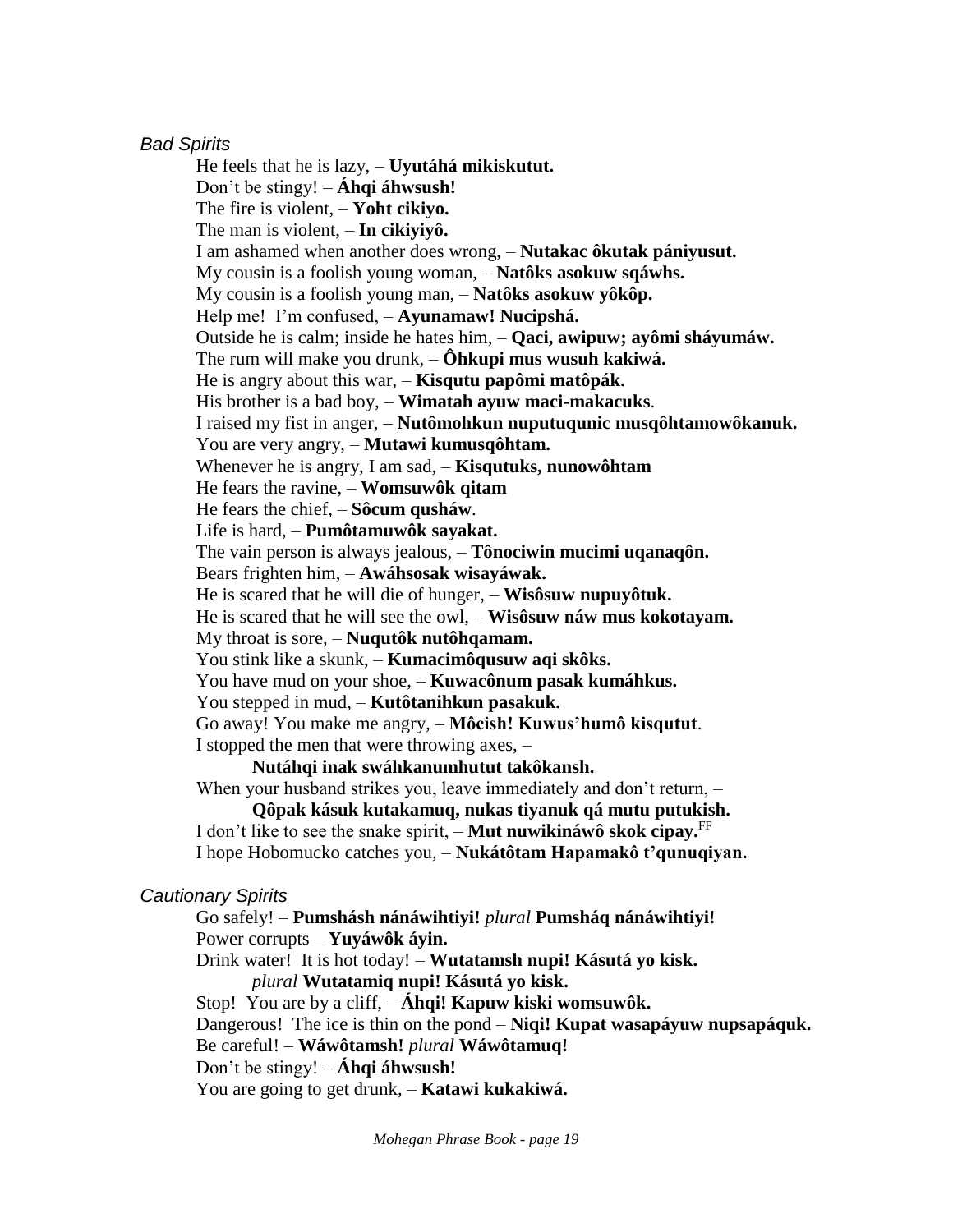*Bad Spirits*

He feels that he is lazy, – **Uyutáhá mikiskutut.**
Don't be stingy! – **Áhqi áhwsush!**
The fire is violent, – **Yoht cikiyo.**
The man is violent, – **In cikiyiyô.**
I am ashamed when another does wrong, – **Nutakac ôkutak pániyusut.**
My cousin is a foolish young woman, – **Natôks asokuw sqáwhs.**
My cousin is a foolish young man, – **Natôks asokuw yôkôp.**
Help me! I'm confused, – **Ayunamaw! Nucipshá.**
Outside he is calm; inside he hates him, – **Qaci, awipuw; ayômi sháyumáw.**
The rum will make you drunk, – **Ôhkupi mus wusuh kakiwá.**
He is angry about this war, – **Kisqutu papômi matôpák.**
His brother is a bad boy, – **Wimatah ayuw maci-makacuks**.
I raised my fist in anger, – **Nutômohkun nuputuqunic musqôhtamowôkanuk.**
You are very angry, – **Mutawi kumusqôhtam.**
Whenever he is angry, I am sad, – **Kisqutuks, nunowôhtam**
He fears the ravine, – **Womsuwôk qitam**
He fears the chief, – **Sôcum qusháw**.
Life is hard, – **Pumôtamuwôk sayakat.**
The vain person is always jealous, – **Tônociwin mucimi uqanaqôn.**
Bears frighten him, – **Awáhsosak wisayáwak.**
He is scared that he will die of hunger, – **Wisôsuw nupuyôtuk.**
He is scared that he will see the owl, – **Wisôsuw náw mus kokotayam.**
My throat is sore, – **Nuqutôk nutôhqamam.**
You stink like a skunk, – **Kumacimôqusuw aqi skôks.**
You have mud on your shoe, – **Kuwacônum pasak kumáhkus.**
You stepped in mud, – **Kutôtanihkun pasakuk.**
Go away! You make me angry, – **Môcish! Kuwus'humô kisqutut**.
I stopped the men that were throwing axes, –
  **Nutáhqi inak swáhkanumhutut takôkansh.**
When your husband strikes you, leave immediately and don't return, –
  **Qôpak kásuk kutakamuq, nukas tiyanuk qá mutu putukish.**
I don't like to see the snake spirit, – **Mut nuwikináwô skok cipay.**[FF]
I hope Hobomucko catches you, – **Nukátôtam Hapamakô t'qunuqiyan.**

*Cautionary Spirits*

Go safely! – **Pumshásh nánáwihtiyi!** *plural* **Pumsháq nánáwihtiyi!**
Power corrupts – **Yuyáwôk áyin.**
Drink water! It is hot today! – **Wutatamsh nupi! Kásutá yo kisk.**
  *plural* **Wutatamiq nupi! Kásutá yo kisk.**
Stop! You are by a cliff, – **Áhqi! Kapuw kiski womsuwôk.**
Dangerous! The ice is thin on the pond – **Niqi! Kupat wasapáyuw nupsapáquk.**
Be careful! – **Wáwôtamsh!** *plural* **Wáwôtamuq!**
Don't be stingy! – **Áhqi áhwsush!**
You are going to get drunk, – **Katawi kukakiwá.**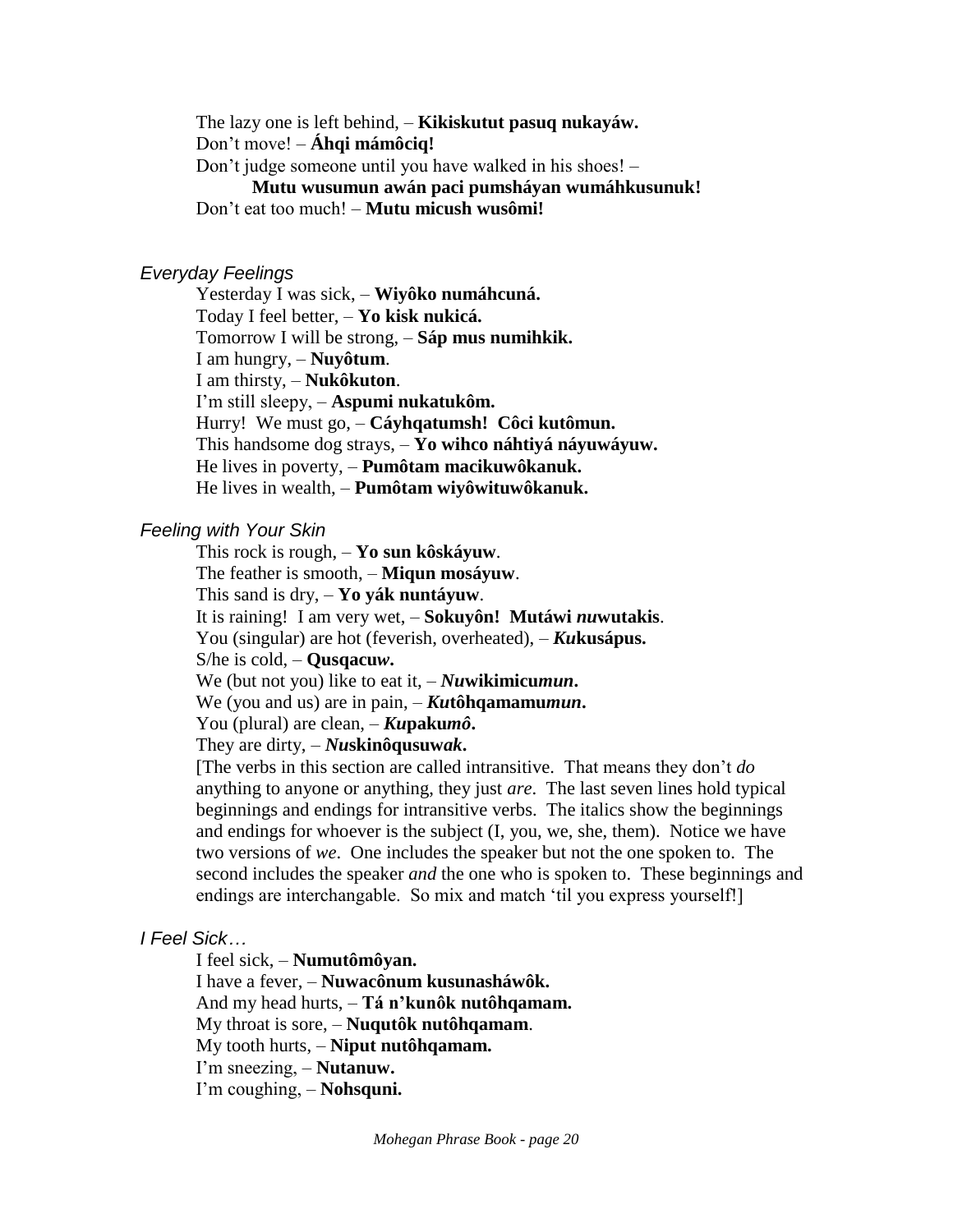The lazy one is left behind, – **Kikiskutut pasuq nukayáw.**
Don't move! – **Áhqi mámôciq!**
Don't judge someone until you have walked in his shoes! –
**Mutu wusumun awán paci pumsháyan wumáhkusunuk!**
Don't eat too much! – **Mutu micush wusômi!**

*Everyday Feelings*

Yesterday I was sick, – **Wiyôko numáhcuná.**
Today I feel better, – **Yo kisk nukicá.**
Tomorrow I will be strong, – **Sáp mus numihkik.**
I am hungry, – **Nuyôtum**.
I am thirsty, – **Nukôkuton**.
I'm still sleepy, – **Aspumi nukatukôm.**
Hurry! We must go, – **Cáyhqatumsh! Côci kutômun.**
This handsome dog strays, – **Yo wihco náhtiyá náyuwáyuw.**
He lives in poverty, – **Pumôtam macikuwôkanuk.**
He lives in wealth, – **Pumôtam wiyôwituwôkanuk.**

*Feeling with Your Skin*

This rock is rough, – **Yo sun kôskáyuw**.
The feather is smooth, – **Miqun mosáyuw**.
This sand is dry, – **Yo yák nuntáyuw**.
It is raining! I am very wet, – **Sokuyôn! Mutáwi *nu*wutakis**.
You (singular) are hot (feverish, overheated), – ***Ku*kusápus.**
S/he is cold, – **Qusqacu*w*.**
We (but not you) like to eat it, – ***Nu*wikimicu*mun*.**
We (you and us) are in pain, – ***Ku*tôhqamamu*mun*.**
You (plural) are clean, – ***Ku*paku*mô*.**
They are dirty, – ***Nu*skinôqusu*wak*.**
[The verbs in this section are called intransitive. That means they don't *do* anything to anyone or anything, they just *are*. The last seven lines hold typical beginnings and endings for intransitive verbs. The italics show the beginnings and endings for whoever is the subject (I, you, we, she, them). Notice we have two versions of *we*. One includes the speaker but not the one spoken to. The second includes the speaker *and* the one who is spoken to. These beginnings and endings are interchangable. So mix and match 'til you express yourself!]

*I Feel Sick…*

I feel sick, – **Numutômôyan.**
I have a fever, – **Nuwacônum kusunasháwôk.**
And my head hurts, – **Tá n'kunôk nutôhqamam.**
My throat is sore, – **Nuqutôk nutôhqamam**.
My tooth hurts, – **Niput nutôhqamam.**
I'm sneezing, – **Nutanuw.**
I'm coughing, – **Nohsquni.**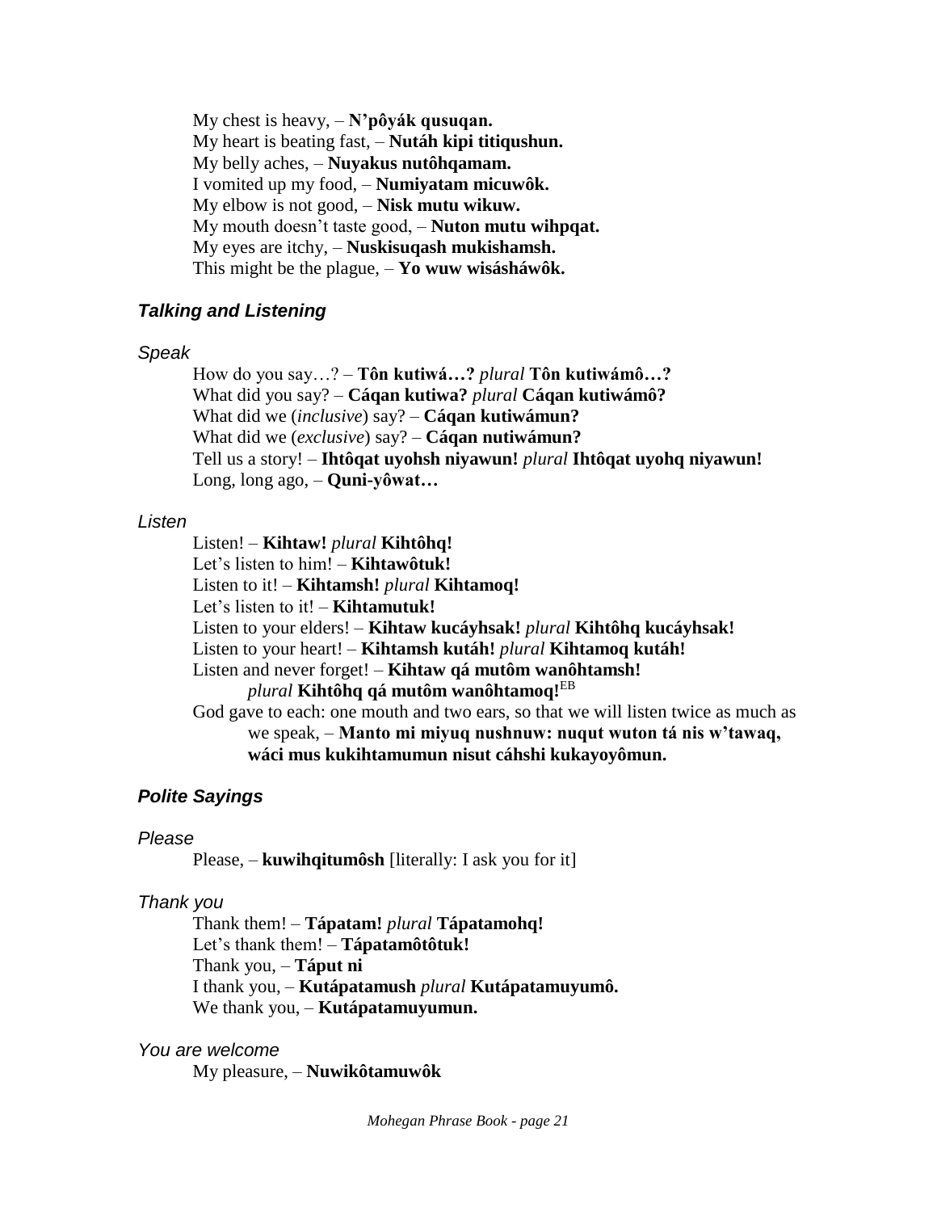My chest is heavy, – **N'pôyák qusuqan.**
My heart is beating fast, – **Nutáh kipi titiqushun.**
My belly aches, – **Nuyakus nutôhqamam.**
I vomited up my food, – **Numiyatam micuwôk.**
My elbow is not good, – **Nisk mutu wikuw.**
My mouth doesn't taste good, – **Nuton mutu wihpqat.**
My eyes are itchy, – **Nuskisuqash mukishamsh.**
This might be the plague, – **Yo wuw wisásháwôk.**

### *Talking and Listening*

#### *Speak*

How do you say…? – **Tôn kutiwá…?** *plural* **Tôn kutiwámô…?**
What did you say? – **Cáqan kutiwa?** *plural* **Cáqan kutiwámô?**
What did we (*inclusive*) say? – **Cáqan kutiwámun?**
What did we (*exclusive*) say? – **Cáqan nutiwámun?**
Tell us a story! – **Ihtôqat uyohsh niyawun!** *plural* **Ihtôqat uyohq niyawun!**
Long, long ago, – **Quni-yôwat…**

#### *Listen*

Listen! – **Kihtaw!** *plural* **Kihtôhq!**
Let's listen to him! – **Kihtawôtuk!**
Listen to it! – **Kihtamsh!** *plural* **Kihtamoq!**
Let's listen to it! – **Kihtamutuk!**
Listen to your elders! – **Kihtaw kucáyhsak!** *plural* **Kihtôhq kucáyhsak!**
Listen to your heart! – **Kihtamsh kutáh!** *plural* **Kihtamoq kutáh!**
Listen and never forget! – **Kihtaw qá mutôm wanôhtamsh!**
*plural* **Kihtôhq qá mutôm wanôhtamoq!**[EB]
God gave to each: one mouth and two ears, so that we will listen twice as much as we speak, – **Manto mi miyuq nushnuw: nuqut wuton tá nis w'tawaq, wáci mus kukihtamumun nisut cáhshi kukayoyômun.**

### *Polite Sayings*

#### *Please*

Please, – **kuwihqitumôsh** [literally: I ask you for it]

#### *Thank you*

Thank them! – **Tápatam!** *plural* **Tápatamohq!**
Let's thank them! – **Tápatamôtôtuk!**
Thank you, – **Táput ni**
I thank you, – **Kutápatamush** *plural* **Kutápatamuyumô.**
We thank you, – **Kutápatamuyumun.**

#### *You are welcome*

My pleasure, – **Nuwikôtamuwôk**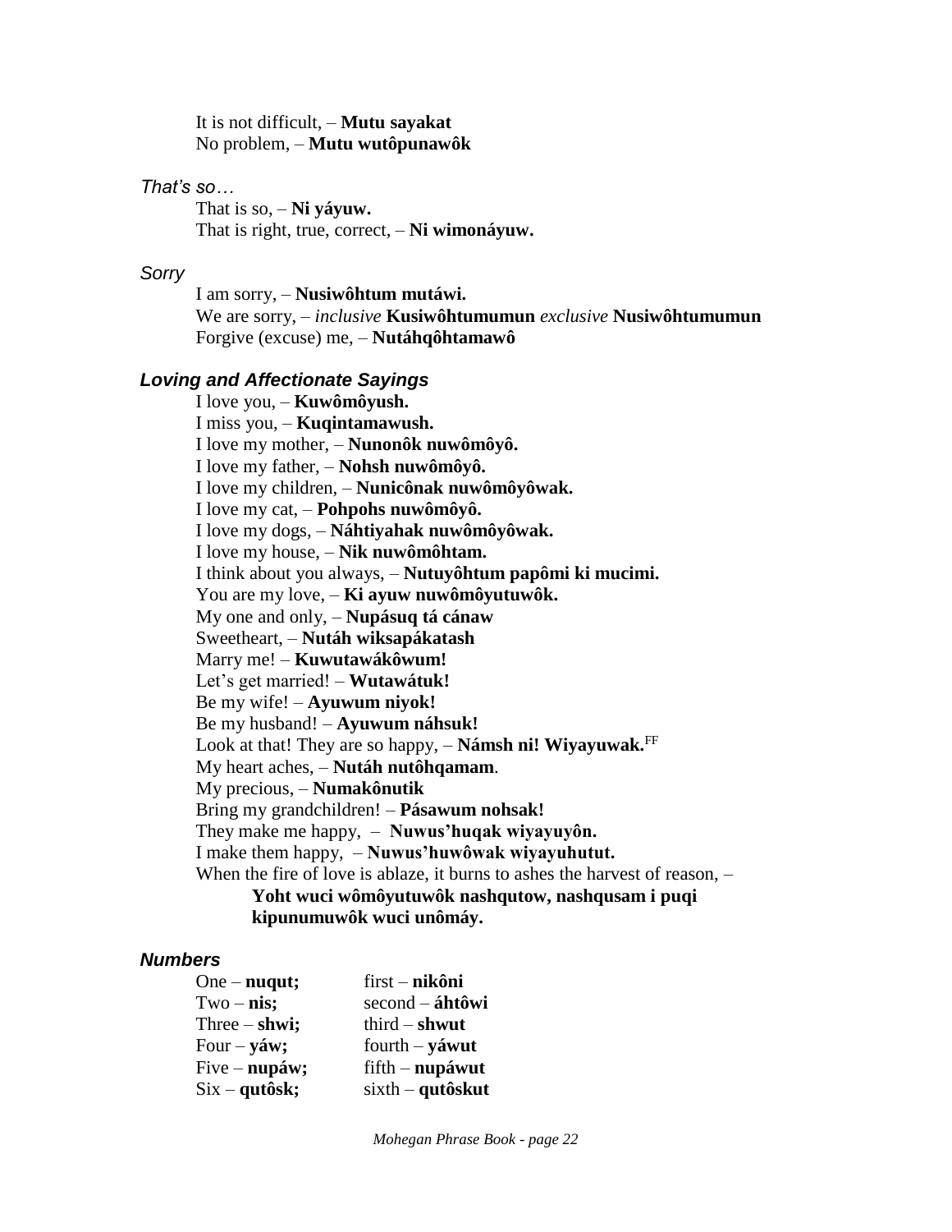It is not difficult, – **Mutu sayakat**
No problem, – **Mutu wutôpunawôk**

### *That's so…*

That is so, – **Ni yáyuw.**
That is right, true, correct, – **Ni wimonáyuw.**

### *Sorry*

I am sorry, – **Nusiwôhtum mutáwi.**
We are sorry, – *inclusive* **Kusiwôhtumumun** *exclusive* **Nusiwôhtumumun**
Forgive (excuse) me, – **Nutáhqôhtamawô**

### *Loving and Affectionate Sayings*

I love you, – **Kuwômôyush.**
I miss you, – **Kuqintamawush.**
I love my mother, – **Nunonôk nuwômôyô.**
I love my father, – **Nohsh nuwômôyô.**
I love my children, – **Nunicônak nuwômôyôwak.**
I love my cat, – **Pohpohs nuwômôyô.**
I love my dogs, – **Náhtiyahak nuwômôyôwak.**
I love my house, – **Nik nuwômôhtam.**
I think about you always, – **Nutuyôhtum papômi ki mucimi.**
You are my love, – **Ki ayuw nuwômôyutuwôk.**
My one and only, – **Nupásuq tá cánaw**
Sweetheart, – **Nutáh wiksapákatash**
Marry me! – **Kuwutawákôwum!**
Let's get married! – **Wutawátuk!**
Be my wife! – **Ayuwum niyok!**
Be my husband! – **Ayuwum náhsuk!**
Look at that! They are so happy, – **Námsh ni! Wiyayuwak.**[FF]
My heart aches, – **Nutáh nutôhqamam**.
My precious, – **Numakônutik**
Bring my grandchildren! – **Pásawum nohsak!**
They make me happy, – **Nuwus'huqak wiyayuyôn.**
I make them happy, – **Nuwus'huwôwak wiyayuhutut.**
When the fire of love is ablaze, it burns to ashes the harvest of reason, –
**Yoht wuci wômôyutuwôk nashqutow, nashqusam i puqi kipunumuwôk wuci unômáy.**

### *Numbers*

One – **nuqut;** first – **nikôni**
Two – **nis;** second – **áhtôwi**
Three – **shwi;** third – **shwut**
Four – **yáw;** fourth – **yáwut**
Five – **nupáw;** fifth – **nupáwut**
Six – **qutôsk;** sixth – **qutôskut**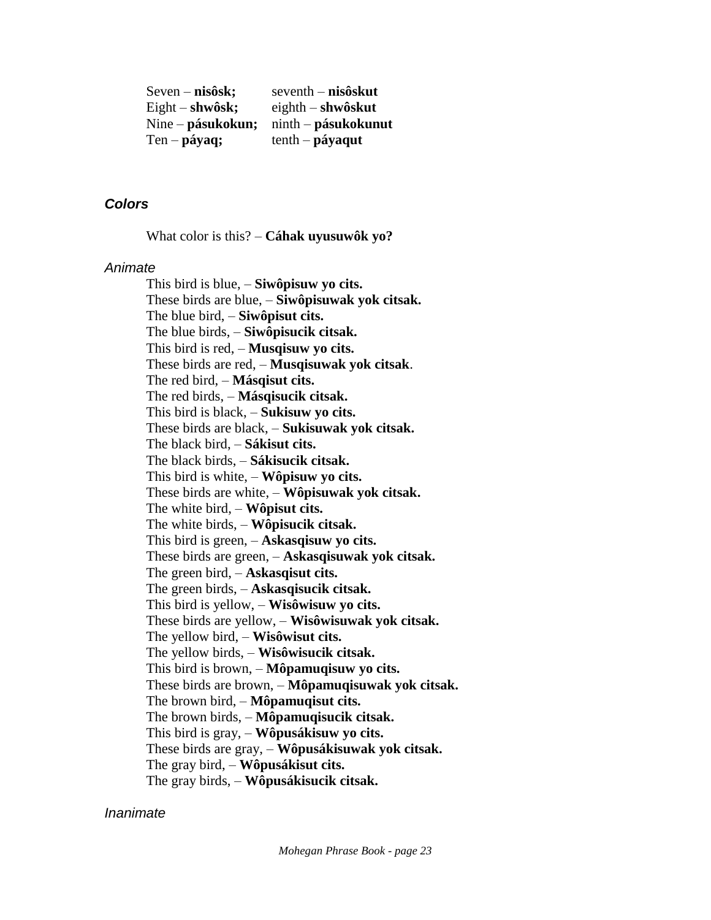| | |
|---|---|
| Seven – **nisôsk;** | seventh – **nisôskut** |
| Eight – **shwôsk;** | eighth – **shwôskut** |
| Nine – **pásukokun;** | ninth – **pásukokunut** |
| Ten – **páyaq;** | tenth – **páyaqut** |

## *Colors*

What color is this? – **Cáhak uyusuwôk yo?**

### *Animate*

This bird is blue, – **Siwôpisuw yo cits.**
These birds are blue, – **Siwôpisuwak yok citsak.**
The blue bird, – **Siwôpisut cits.**
The blue birds, – **Siwôpisucik citsak.**
This bird is red, – **Musqisuw yo cits.**
These birds are red, – **Musqisuwak yok citsak**.
The red bird, – **Másqisut cits.**
The red birds, – **Másqisucik citsak.**
This bird is black, – **Sukisuw yo cits.**
These birds are black, – **Sukisuwak yok citsak.**
The black bird, – **Sákisut cits.**
The black birds, – **Sákisucik citsak.**
This bird is white, – **Wôpisuw yo cits.**
These birds are white, – **Wôpisuwak yok citsak.**
The white bird, – **Wôpisut cits.**
The white birds, – **Wôpisucik citsak.**
This bird is green, – **Askasqisuw yo cits.**
These birds are green, – **Askasqisuwak yok citsak.**
The green bird, – **Askasqisut cits.**
The green birds, – **Askasqisucik citsak.**
This bird is yellow, – **Wisôwisuw yo cits.**
These birds are yellow, – **Wisôwisuwak yok citsak.**
The yellow bird, – **Wisôwisut cits.**
The yellow birds, – **Wisôwisucik citsak.**
This bird is brown, – **Môpamuqisuw yo cits.**
These birds are brown, – **Môpamuqisuwak yok citsak.**
The brown bird, – **Môpamuqisut cits.**
The brown birds, – **Môpamuqisucik citsak.**
This bird is gray, – **Wôpusákisuw yo cits.**
These birds are gray, – **Wôpusákisuwak yok citsak.**
The gray bird, – **Wôpusákisut cits.**
The gray birds, – **Wôpusákisucik citsak.**

### *Inanimate*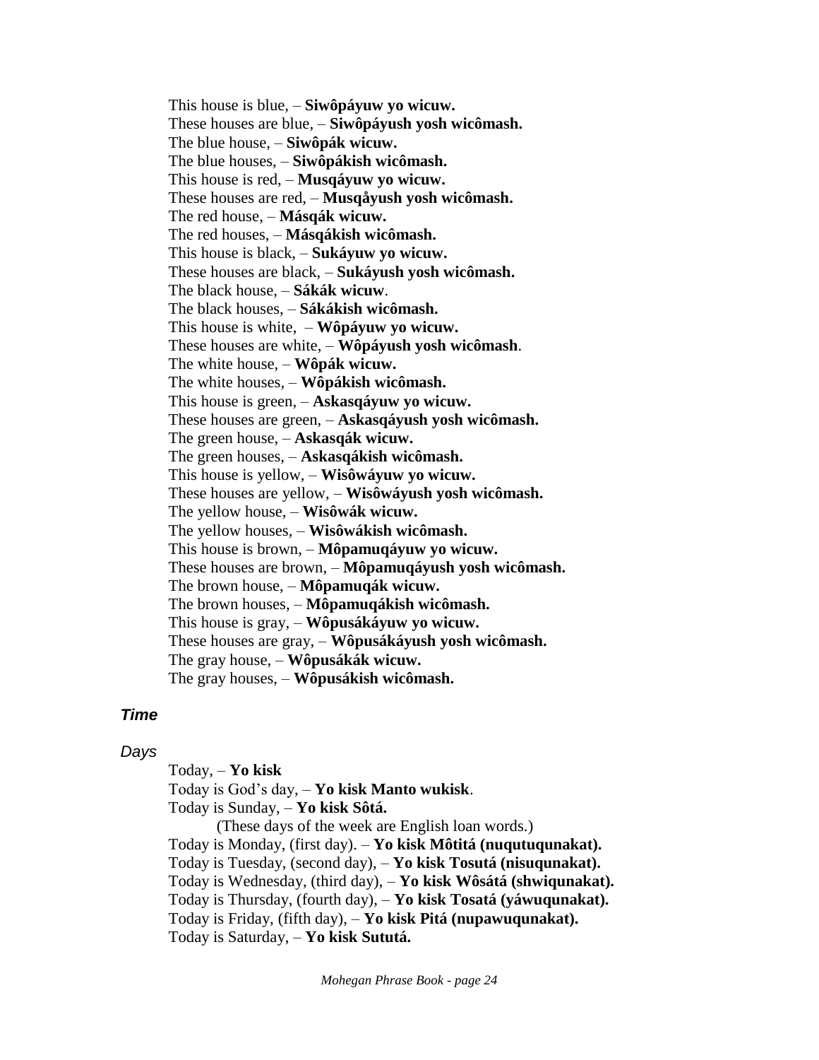This house is blue, – **Siwôpáyuw yo wicuw.**
These houses are blue, – **Siwôpáyush yosh wicômash.**
The blue house, – **Siwôpák wicuw.**
The blue houses, – **Siwôpákish wicômash.**
This house is red, – **Musqáyuw yo wicuw.**
These houses are red, – **Musqåyush yosh wicômash.**
The red house, – **Másqák wicuw.**
The red houses, – **Másqákish wicômash.**
This house is black, – **Sukáyuw yo wicuw.**
These houses are black, – **Sukáyush yosh wicômash.**
The black house, – **Sákák wicuw**.
The black houses, – **Sákákish wicômash.**
This house is white, – **Wôpáyuw yo wicuw.**
These houses are white, – **Wôpáyush yosh wicômash**.
The white house, – **Wôpák wicuw.**
The white houses, – **Wôpákish wicômash.**
This house is green, – **Askasqáyuw yo wicuw.**
These houses are green, – **Askasqáyush yosh wicômash.**
The green house, – **Askasqák wicuw.**
The green houses, – **Askasqákish wicômash.**
This house is yellow, – **Wisôwáyuw yo wicuw.**
These houses are yellow, – **Wisôwáyush yosh wicômash.**
The yellow house, – **Wisôwák wicuw.**
The yellow houses, – **Wisôwákish wicômash.**
This house is brown, – **Môpamuqáyuw yo wicuw.**
These houses are brown, – **Môpamuqáyush yosh wicômash.**
The brown house, – **Môpamuqák wicuw.**
The brown houses, – **Môpamuqákish wicômash.**
This house is gray, – **Wôpusákáyuw yo wicuw.**
These houses are gray, – **Wôpusákáyush yosh wicômash.**
The gray house, – **Wôpusákák wicuw.**
The gray houses, – **Wôpusákish wicômash.**

### *Time*

#### *Days*

Today, – **Yo kisk**
Today is God's day, – **Yo kisk Manto wukisk**.
Today is Sunday, – **Yo kisk Sôtá.**
(These days of the week are English loan words.)
Today is Monday, (first day). – **Yo kisk Môtitá (nuqutuqunakat).**
Today is Tuesday, (second day), – **Yo kisk Tosutá (nisuqunakat).**
Today is Wednesday, (third day), – **Yo kisk Wôsátá (shwiqunakat).**
Today is Thursday, (fourth day), – **Yo kisk Tosatá (yáwuqunakat).**
Today is Friday, (fifth day), – **Yo kisk Pitá (nupawuqunakat).**
Today is Saturday, – **Yo kisk Sututá.**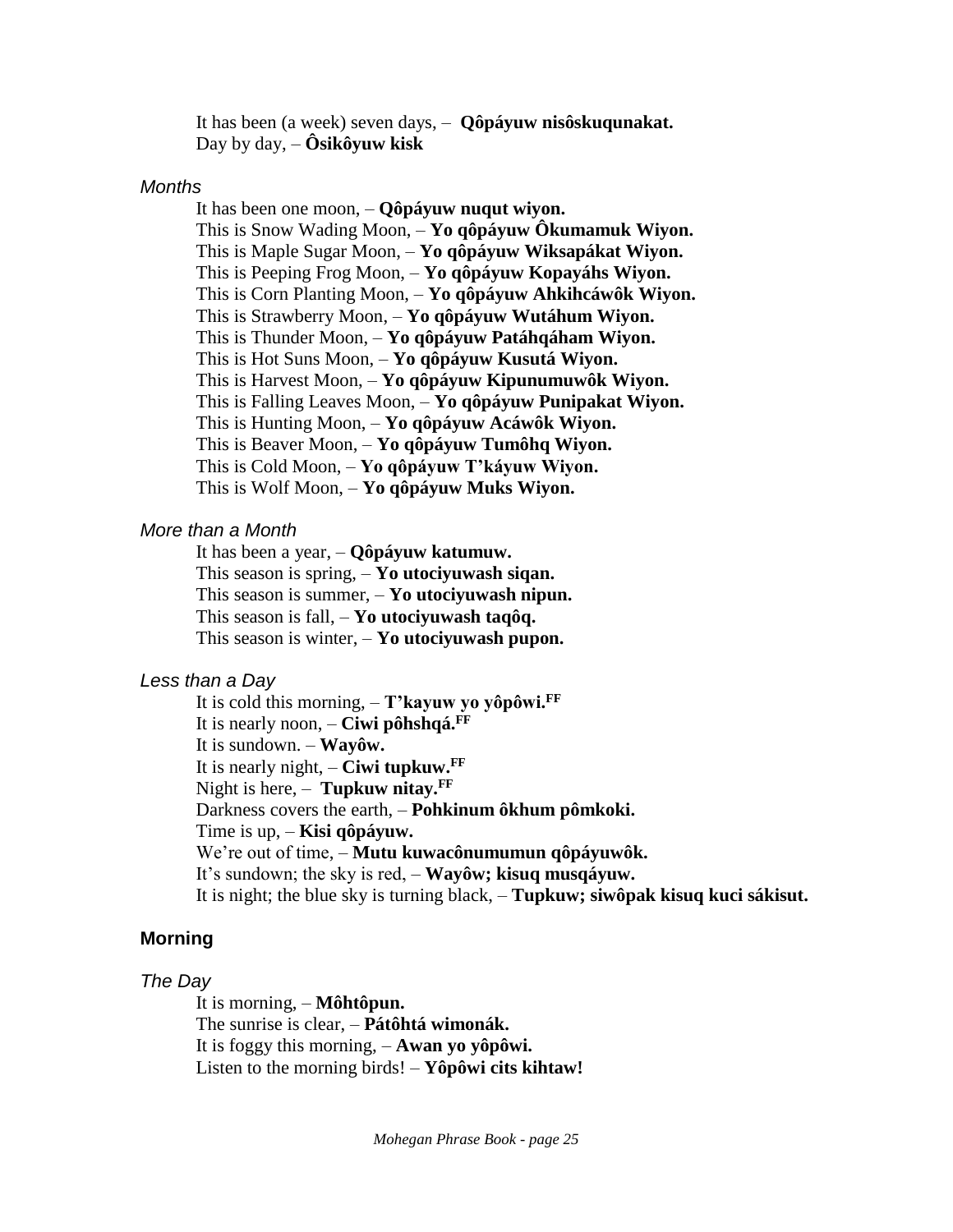It has been (a week) seven days, – **Qôpáyuw nisôskuqunakat.**
Day by day, – **Ôsikôyuw kisk**

### *Months*

It has been one moon, – **Qôpáyuw nuqut wiyon.**
This is Snow Wading Moon, – **Yo qôpáyuw Ôkumamuk Wiyon.**
This is Maple Sugar Moon, – **Yo qôpáyuw Wiksapákat Wiyon.**
This is Peeping Frog Moon, – **Yo qôpáyuw Kopayáhs Wiyon.**
This is Corn Planting Moon, – **Yo qôpáyuw Ahkihcáwôk Wiyon.**
This is Strawberry Moon, – **Yo qôpáyuw Wutáhum Wiyon.**
This is Thunder Moon, – **Yo qôpáyuw Patáhqáham Wiyon.**
This is Hot Suns Moon, – **Yo qôpáyuw Kusutá Wiyon.**
This is Harvest Moon, – **Yo qôpáyuw Kipunumuwôk Wiyon.**
This is Falling Leaves Moon, – **Yo qôpáyuw Punipakat Wiyon.**
This is Hunting Moon, – **Yo qôpáyuw Acáwôk Wiyon.**
This is Beaver Moon, – **Yo qôpáyuw Tumôhq Wiyon.**
This is Cold Moon, – **Yo qôpáyuw T'káyuw Wiyon.**
This is Wolf Moon, – **Yo qôpáyuw Muks Wiyon.**

### *More than a Month*

It has been a year, – **Qôpáyuw katumuw.**
This season is spring, – **Yo utociyuwash siqan.**
This season is summer, – **Yo utociyuwash nipun.**
This season is fall, – **Yo utociyuwash taqôq.**
This season is winter, – **Yo utociyuwash pupon.**

### *Less than a Day*

It is cold this morning, – **T'kayuw yo yôpôwi.**[FF]
It is nearly noon, – **Ciwi pôhshqá.**[FF]
It is sundown. – **Wayôw.**
It is nearly night, – **Ciwi tupkuw.**[FF]
Night is here, – **Tupkuw nitay.**[FF]
Darkness covers the earth, – **Pohkinum ôkhum pômkoki.**
Time is up, – **Kisi qôpáyuw.**
We're out of time, – **Mutu kuwacônumumun qôpáyuwôk.**
It's sundown; the sky is red, – **Wayôw; kisuq musqáyuw.**
It is night; the blue sky is turning black, – **Tupkuw; siwôpak kisuq kuci sákisut.**

## Morning

### *The Day*

It is morning, – **Môhtôpun.**
The sunrise is clear, – **Pátôhtá wimonák.**
It is foggy this morning, – **Awan yo yôpôwi.**
Listen to the morning birds! – **Yôpôwi cits kihtaw!**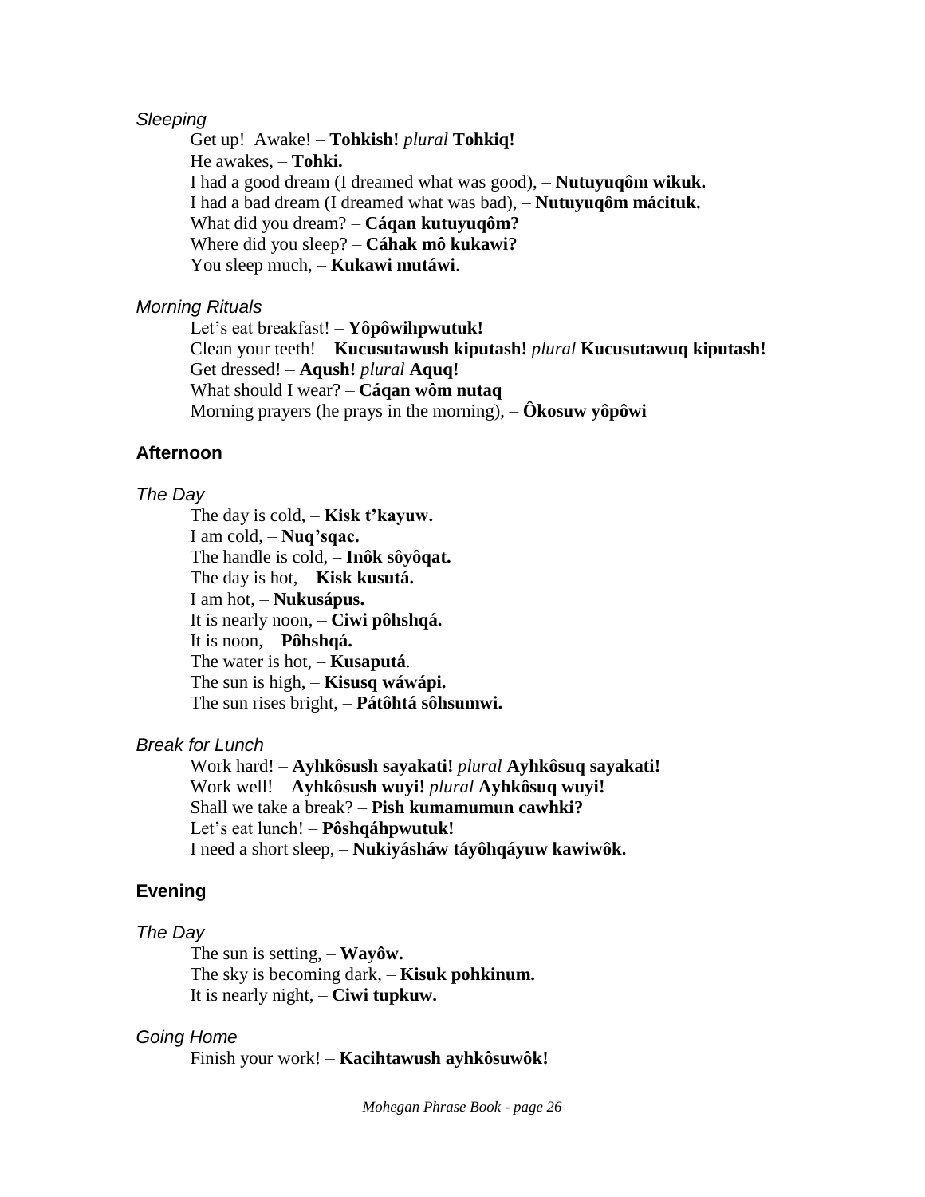*Sleeping*

Get up! Awake! – **Tohkish!** *plural* **Tohkiq!**
He awakes, – **Tohki.**
I had a good dream (I dreamed what was good), – **Nutuyuqôm wikuk.**
I had a bad dream (I dreamed what was bad), – **Nutuyuqôm mácituk.**
What did you dream? – **Cáqan kutuyuqôm?**
Where did you sleep? – **Cáhak mô kukawi?**
You sleep much, – **Kukawi mutáwi**.

*Morning Rituals*

Let's eat breakfast! – **Yôpôwihpwutuk!**
Clean your teeth! – **Kucusutawush kiputash!** *plural* **Kucusutawuq kiputash!**
Get dressed! – **Aqush!** *plural* **Aquq!**
What should I wear? – **Cáqan wôm nutaq**
Morning prayers (he prays in the morning), – **Ôkosuw yôpôwi**

## Afternoon

*The Day*

The day is cold, – **Kisk t'kayuw.**
I am cold, – **Nuq'sqac.**
The handle is cold, – **Inôk sôyôqat.**
The day is hot, – **Kisk kusutá.**
I am hot, – **Nukusápus.**
It is nearly noon, – **Ciwi pôhshqá.**
It is noon, – **Pôhshqá.**
The water is hot, – **Kusaputá**.
The sun is high, – **Kisusq wáwápi.**
The sun rises bright, – **Pátôhtá sôhsumwi.**

*Break for Lunch*

Work hard! – **Ayhkôsush sayakati!** *plural* **Ayhkôsuq sayakati!**
Work well! – **Ayhkôsush wuyi!** *plural* **Ayhkôsuq wuyi!**
Shall we take a break? – **Pish kumamumun cawhki?**
Let's eat lunch! – **Pôshqáhpwutuk!**
I need a short sleep, – **Nukiyásháw táyôhqáyuw kawiwôk.**

## Evening

*The Day*

The sun is setting, – **Wayôw.**
The sky is becoming dark, – **Kisuk pohkinum.**
It is nearly night, – **Ciwi tupkuw.**

*Going Home*

Finish your work! – **Kacihtawush ayhkôsuwôk!**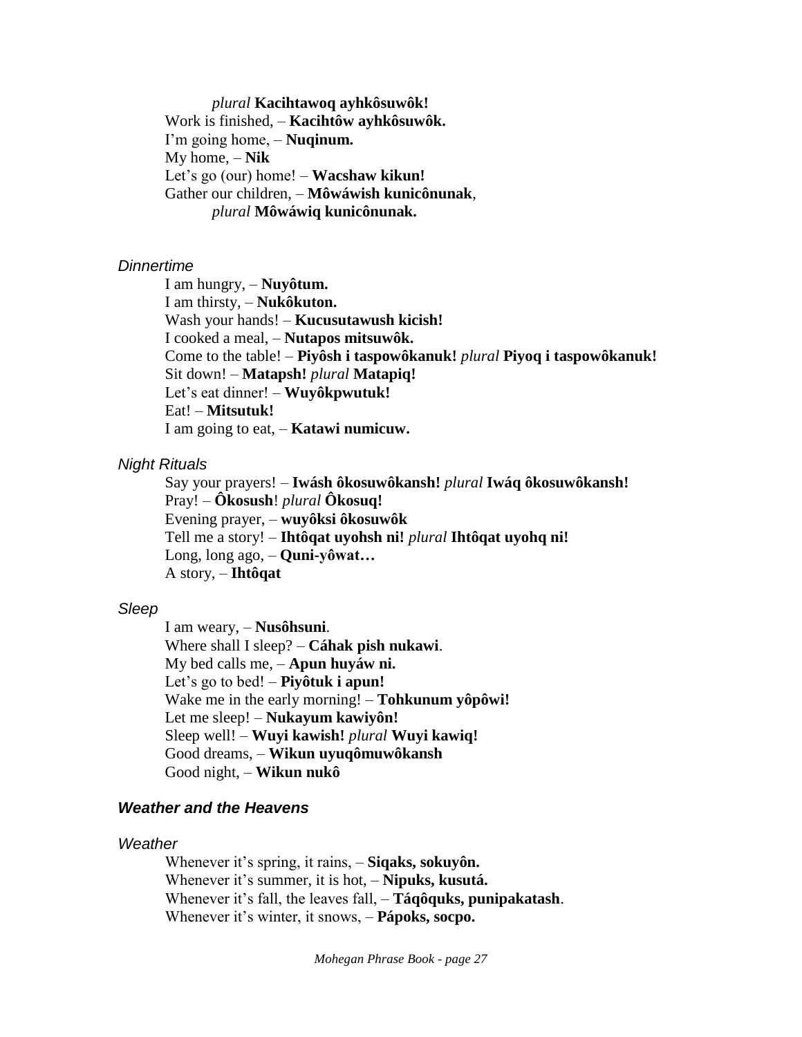*plural* **Kacihtawoq ayhkôsuwôk!**

Work is finished, – **Kacihtôw ayhkôsuwôk.**

I'm going home, – **Nuqinum.**

My home, – **Nik**

Let's go (our) home! – **Wacshaw kikun!**

Gather our children, – **Môwáwish kunicônunak**,

*plural* **Môwáwiq kunicônunak.**

*Dinnertime*

I am hungry, – **Nuyôtum.**

I am thirsty, – **Nukôkuton.**

Wash your hands! – **Kucusutawush kicish!**

I cooked a meal, – **Nutapos mitsuwôk.**

Come to the table! – **Piyôsh i taspowôkanuk!** *plural* **Piyoq i taspowôkanuk!**

Sit down! – **Matapsh!** *plural* **Matapiq!**

Let's eat dinner! – **Wuyôkpwutuk!**

Eat! – **Mitsutuk!**

I am going to eat, – **Katawi numicuw.**

*Night Rituals*

Say your prayers! – **Iwásh ôkosuwôkansh!** *plural* **Iwáq ôkosuwôkansh!**

Pray! – **Ôkosush**! *plural* **Ôkosuq!**

Evening prayer, – **wuyôksi ôkosuwôk**

Tell me a story! – **Ihtôqat uyohsh ni!** *plural* **Ihtôqat uyohq ni!**

Long, long ago, – **Quni-yôwat…**

A story, – **Ihtôqat**

*Sleep*

I am weary, – **Nusôhsuni**.

Where shall I sleep? – **Cáhak pish nukawi**.

My bed calls me, – **Apun huyáw ni.**

Let's go to bed! – **Piyôtuk i apun!**

Wake me in the early morning! – **Tohkunum yôpôwi!**

Let me sleep! – **Nukayum kawiyôn!**

Sleep well! – **Wuyi kawish!** *plural* **Wuyi kawiq!**

Good dreams, – **Wikun uyuqômuwôkansh**

Good night, – **Wikun nukô**

***Weather and the Heavens***

*Weather*

Whenever it's spring, it rains, – **Siqaks, sokuyôn.**

Whenever it's summer, it is hot, – **Nipuks, kusutá.**

Whenever it's fall, the leaves fall, – **Táqôquks, punipakatash**.

Whenever it's winter, it snows, – **Pápoks, socpo.**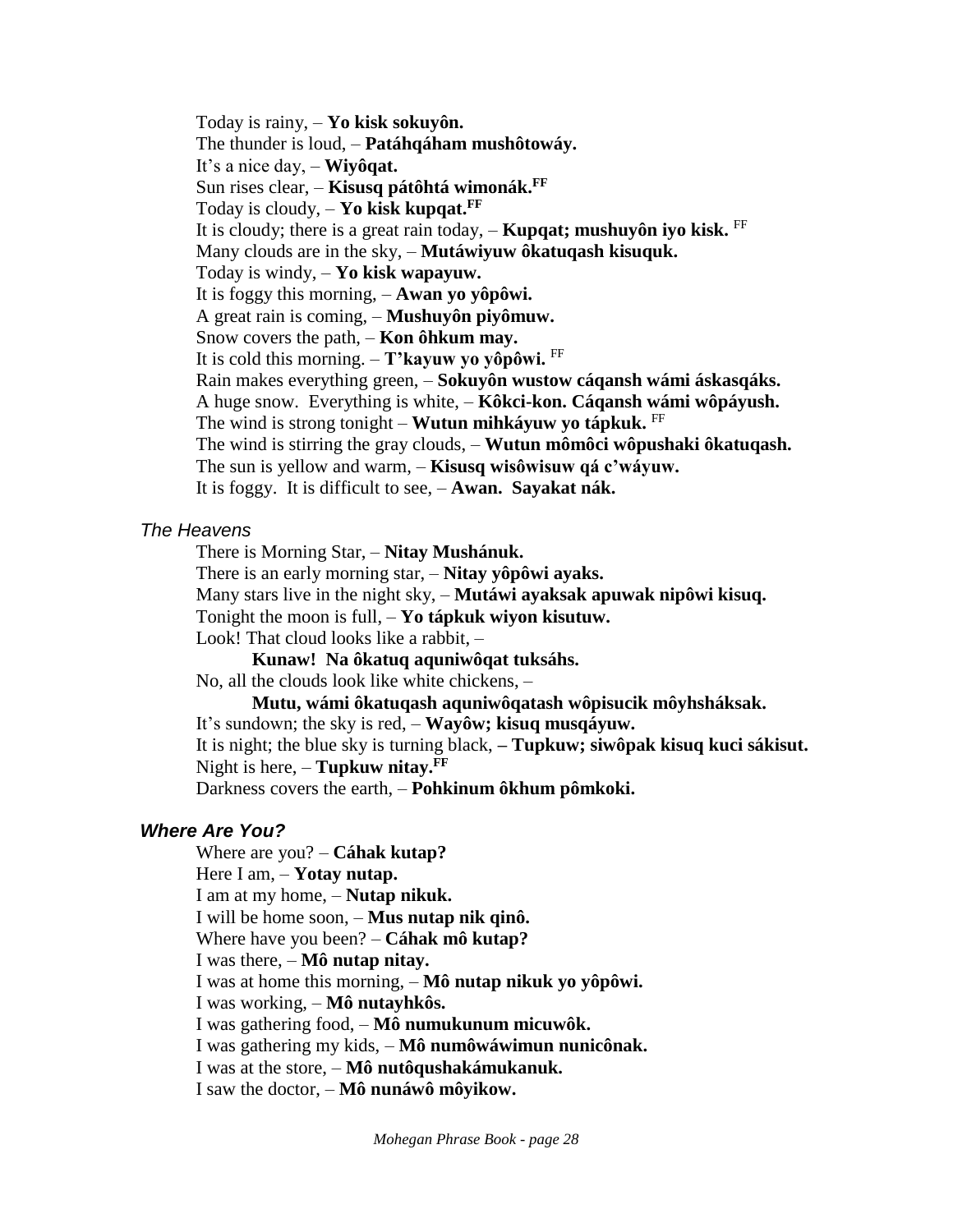Today is rainy, – **Yo kisk sokuyôn.**
The thunder is loud, – **Patáhqáham mushôtowáy.**
It's a nice day, – **Wiyôqat.**
Sun rises clear, – **Kisusq pátôhtá wimonák.**[FF]
Today is cloudy, – **Yo kisk kupqat.**[FF]
It is cloudy; there is a great rain today, – **Kupqat; mushuyôn iyo kisk.** [FF]
Many clouds are in the sky, – **Mutáwiyuw ôkatuqash kisuquk.**
Today is windy, – **Yo kisk wapayuw.**
It is foggy this morning, – **Awan yo yôpôwi.**
A great rain is coming, – **Mushuyôn piyômuw.**
Snow covers the path, – **Kon ôhkum may.**
It is cold this morning. – **T'kayuw yo yôpôwi.** [FF]
Rain makes everything green, – **Sokuyôn wustow cáqansh wámi áskasqáks.**
A huge snow. Everything is white, – **Kôkci-kon. Cáqansh wámi wôpáyush.**
The wind is strong tonight – **Wutun mihkáyuw yo tápkuk.** [FF]
The wind is stirring the gray clouds, – **Wutun mômôci wôpushaki ôkatuqash.**
The sun is yellow and warm, – **Kisusq wisôwisuw qá c'wáyuw.**
It is foggy. It is difficult to see, – **Awan. Sayakat nák.**

### *The Heavens*

There is Morning Star, – **Nitay Mushánuk.**
There is an early morning star, – **Nitay yôpôwi ayaks.**
Many stars live in the night sky, – **Mutáwi ayaksak apuwak nipôwi kisuq.**
Tonight the moon is full, – **Yo tápkuk wiyon kisutuw.**
Look! That cloud looks like a rabbit, –
**Kunaw! Na ôkatuq aquniwôqat tuksáhs.**
No, all the clouds look like white chickens, –
**Mutu, wámi ôkatuqash aquniwôqatash wôpisucik môyhsháksak.**
It's sundown; the sky is red, – **Wayôw; kisuq musqáyuw.**
It is night; the blue sky is turning black, **– Tupkuw; siwôpak kisuq kuci sákisut.**
Night is here, – **Tupkuw nitay.**[FF]
Darkness covers the earth, – **Pohkinum ôkhum pômkoki.**

### ***Where Are You?***

Where are you? – **Cáhak kutap?**
Here I am, – **Yotay nutap.**
I am at my home, – **Nutap nikuk.**
I will be home soon, – **Mus nutap nik qinô.**
Where have you been? – **Cáhak mô kutap?**
I was there, – **Mô nutap nitay.**
I was at home this morning, – **Mô nutap nikuk yo yôpôwi.**
I was working, – **Mô nutayhkôs.**
I was gathering food, – **Mô numukunum micuwôk.**
I was gathering my kids, – **Mô numôwáwimun nunicônak.**
I was at the store, – **Mô nutôqushakámukanuk.**
I saw the doctor, – **Mô nunáwô môyikow.**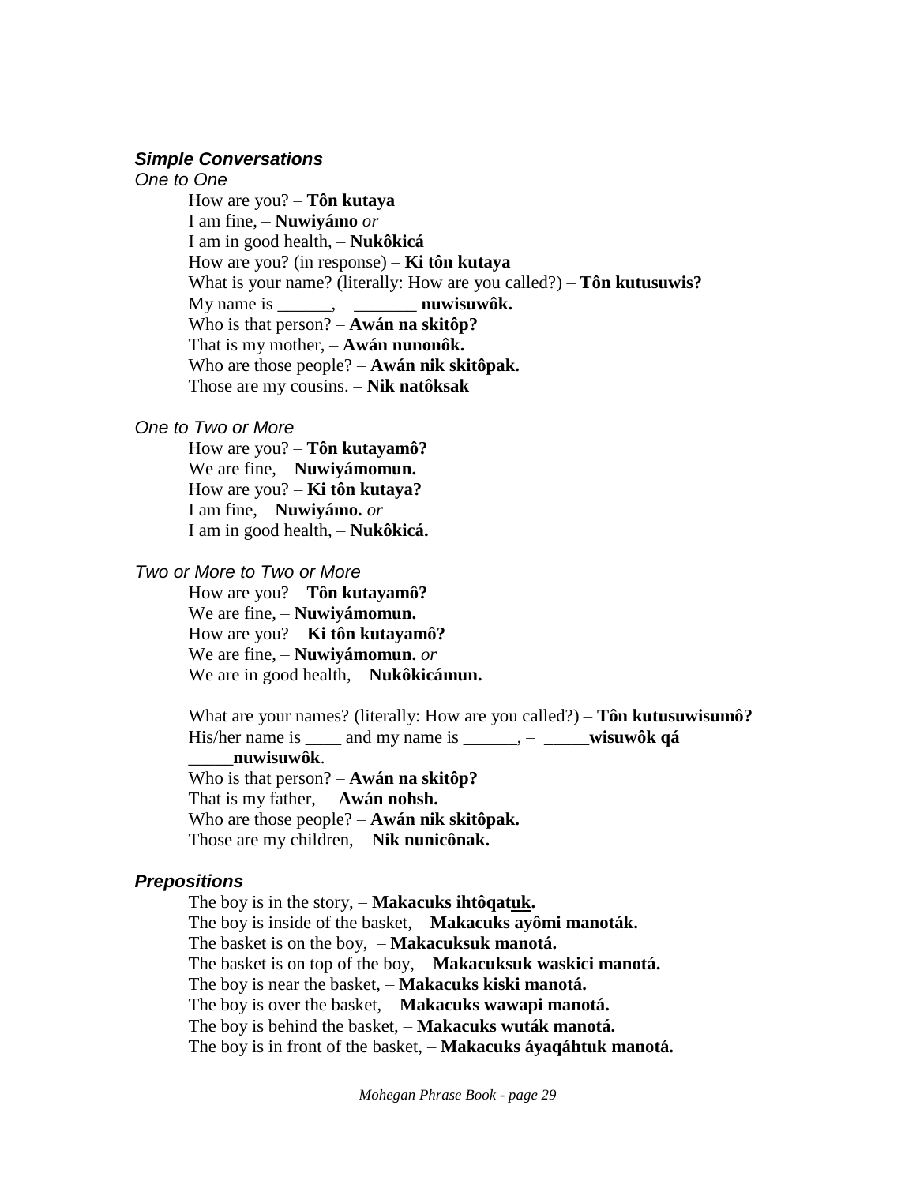### *Simple Conversations*

*One to One*

How are you? – **Tôn kutaya**
I am fine, – **Nuwiyámo** *or*
I am in good health, – **Nukôkicá**
How are you? (in response) – **Ki tôn kutaya**
What is your name? (literally: How are you called?) – **Tôn kutusuwis?**
My name is ______, – _______ **nuwisuwôk.**
Who is that person? – **Awán na skitôp?**
That is my mother, – **Awán nunonôk.**
Who are those people? – **Awán nik skitôpak.**
Those are my cousins. – **Nik natôksak**

*One to Two or More*

How are you? – **Tôn kutayamô?**
We are fine, – **Nuwiyámomun.**
How are you? – **Ki tôn kutaya?**
I am fine, – **Nuwiyámo.** *or*
I am in good health, – **Nukôkicá.**

*Two or More to Two or More*

How are you? – **Tôn kutayamô?**
We are fine, – **Nuwiyámomun.**
How are you? – **Ki tôn kutayamô?**
We are fine, – **Nuwiyámomun.** *or*
We are in good health, – **Nukôkicámun.**

What are your names? (literally: How are you called?) – **Tôn kutusuwisumô?**
His/her name is ____ and my name is ______, – _____**wisuwôk qá** _____**nuwisuwôk**.
Who is that person? – **Awán na skitôp?**
That is my father, – **Awán nohsh.**
Who are those people? – **Awán nik skitôpak.**
Those are my children, – **Nik nunicônak.**

### *Prepositions*

The boy is in the story, – **Makacuks ihtôqat<u>uk</u>.**
The boy is inside of the basket, – **Makacuks ayômi manoták.**
The basket is on the boy, – **Makacuksuk manotá.**
The basket is on top of the boy, – **Makacuksuk waskici manotá.**
The boy is near the basket, – **Makacuks kiski manotá.**
The boy is over the basket, – **Makacuks wawapi manotá.**
The boy is behind the basket, – **Makacuks wuták manotá.**
The boy is in front of the basket, – **Makacuks áyaqáhtuk manotá.**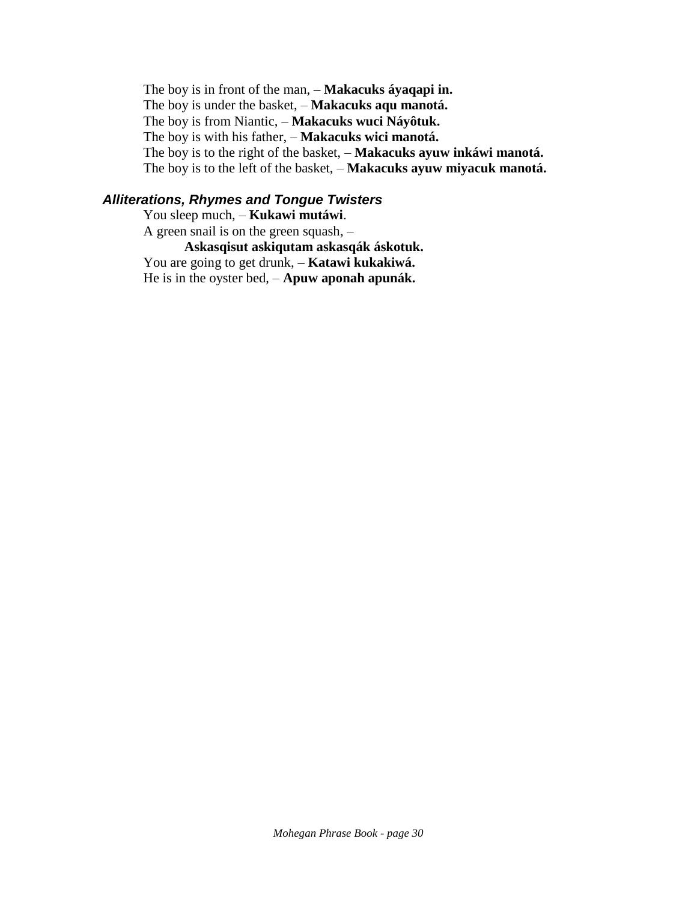The boy is in front of the man, – **Makacuks áyaqapi in.**
The boy is under the basket, – **Makacuks aqu manotá.**
The boy is from Niantic, – **Makacuks wuci Náyôtuk.**
The boy is with his father, – **Makacuks wici manotá.**
The boy is to the right of the basket, – **Makacuks ayuw inkáwi manotá.**
The boy is to the left of the basket, – **Makacuks ayuw miyacuk manotá.**

### *Alliterations, Rhymes and Tongue Twisters*

You sleep much, – **Kukawi mutáwi**.
A green snail is on the green squash, –
**Askasqisut askiqutam askasqák áskotuk.**
You are going to get drunk, – **Katawi kukakiwá.**
He is in the oyster bed, – **Apuw aponah apunák.**